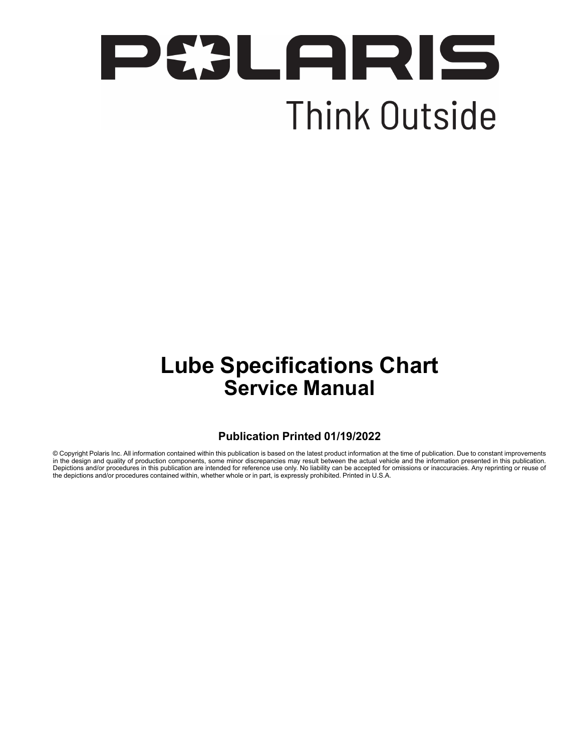# POLARIS

Think Outside

# Lube Specifications Chart
## Service Manual

**Publication Printed 01/19/2022**

© Copyright Polaris Inc. All information contained within this publication is based on the latest product information at the time of publication. Due to constant improvements in the design and quality of production components, some minor discrepancies may result between the actual vehicle and the information presented in this publication. Depictions and/or procedures in this publication are intended for reference use only. No liability can be accepted for omissions or inaccuracies. Any reprinting or reuse of the depictions and/or procedures contained within, whether whole or in part, is expressly prohibited. Printed in U.S.A.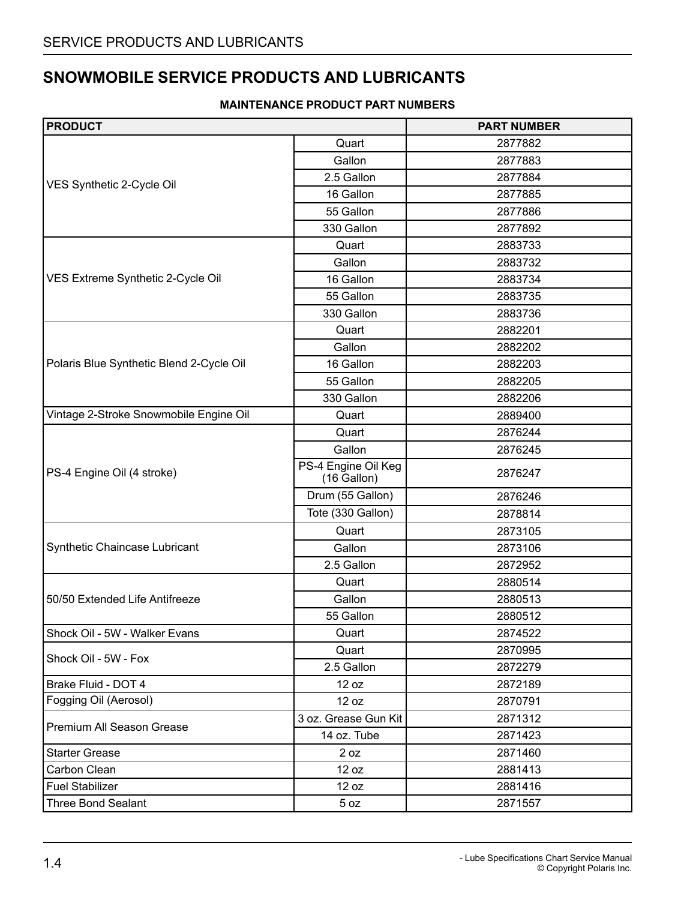# SNOWMOBILE SERVICE PRODUCTS AND LUBRICANTS

**MAINTENANCE PRODUCT PART NUMBERS**

| PRODUCT | | PART NUMBER |
|---|---|---|
| VES Synthetic 2-Cycle Oil | Quart | 2877882 |
| | Gallon | 2877883 |
| | 2.5 Gallon | 2877884 |
| | 16 Gallon | 2877885 |
| | 55 Gallon | 2877886 |
| | 330 Gallon | 2877892 |
| VES Extreme Synthetic 2-Cycle Oil | Quart | 2883733 |
| | Gallon | 2883732 |
| | 16 Gallon | 2883734 |
| | 55 Gallon | 2883735 |
| | 330 Gallon | 2883736 |
| Polaris Blue Synthetic Blend 2-Cycle Oil | Quart | 2882201 |
| | Gallon | 2882202 |
| | 16 Gallon | 2882203 |
| | 55 Gallon | 2882205 |
| | 330 Gallon | 2882206 |
| Vintage 2-Stroke Snowmobile Engine Oil | Quart | 2889400 |
| PS-4 Engine Oil (4 stroke) | Quart | 2876244 |
| | Gallon | 2876245 |
| | PS-4 Engine Oil Keg (16 Gallon) | 2876247 |
| | Drum (55 Gallon) | 2876246 |
| | Tote (330 Gallon) | 2878814 |
| Synthetic Chaincase Lubricant | Quart | 2873105 |
| | Gallon | 2873106 |
| | 2.5 Gallon | 2872952 |
| 50/50 Extended Life Antifreeze | Quart | 2880514 |
| | Gallon | 2880513 |
| | 55 Gallon | 2880512 |
| Shock Oil - 5W - Walker Evans | Quart | 2874522 |
| Shock Oil - 5W - Fox | Quart | 2870995 |
| | 2.5 Gallon | 2872279 |
| Brake Fluid - DOT 4 | 12 oz | 2872189 |
| Fogging Oil (Aerosol) | 12 oz | 2870791 |
| Premium All Season Grease | 3 oz. Grease Gun Kit | 2871312 |
| | 14 oz. Tube | 2871423 |
| Starter Grease | 2 oz | 2871460 |
| Carbon Clean | 12 oz | 2881413 |
| Fuel Stabilizer | 12 oz | 2881416 |
| Three Bond Sealant | 5 oz | 2871557 |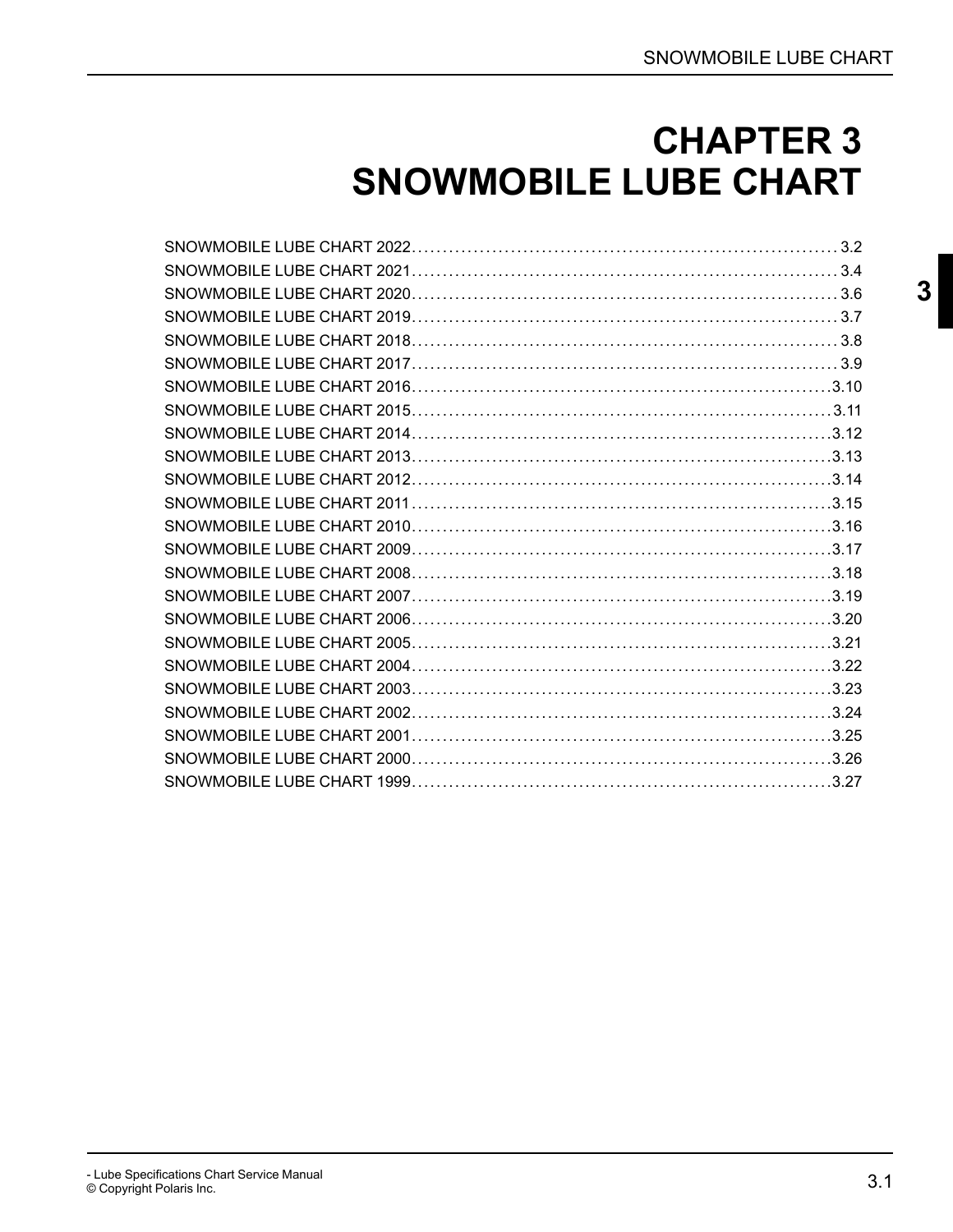# CHAPTER 3
# SNOWMOBILE LUBE CHART

SNOWMOBILE LUBE CHART 2022 .......... 3.2
SNOWMOBILE LUBE CHART 2021 .......... 3.4
SNOWMOBILE LUBE CHART 2020 .......... 3.6
SNOWMOBILE LUBE CHART 2019 .......... 3.7
SNOWMOBILE LUBE CHART 2018 .......... 3.8
SNOWMOBILE LUBE CHART 2017 .......... 3.9
SNOWMOBILE LUBE CHART 2016 .......... 3.10
SNOWMOBILE LUBE CHART 2015 .......... 3.11
SNOWMOBILE LUBE CHART 2014 .......... 3.12
SNOWMOBILE LUBE CHART 2013 .......... 3.13
SNOWMOBILE LUBE CHART 2012 .......... 3.14
SNOWMOBILE LUBE CHART 2011 .......... 3.15
SNOWMOBILE LUBE CHART 2010 .......... 3.16
SNOWMOBILE LUBE CHART 2009 .......... 3.17
SNOWMOBILE LUBE CHART 2008 .......... 3.18
SNOWMOBILE LUBE CHART 2007 .......... 3.19
SNOWMOBILE LUBE CHART 2006 .......... 3.20
SNOWMOBILE LUBE CHART 2005 .......... 3.21
SNOWMOBILE LUBE CHART 2004 .......... 3.22
SNOWMOBILE LUBE CHART 2003 .......... 3.23
SNOWMOBILE LUBE CHART 2002 .......... 3.24
SNOWMOBILE LUBE CHART 2001 .......... 3.25
SNOWMOBILE LUBE CHART 2000 .......... 3.26
SNOWMOBILE LUBE CHART 1999 .......... 3.27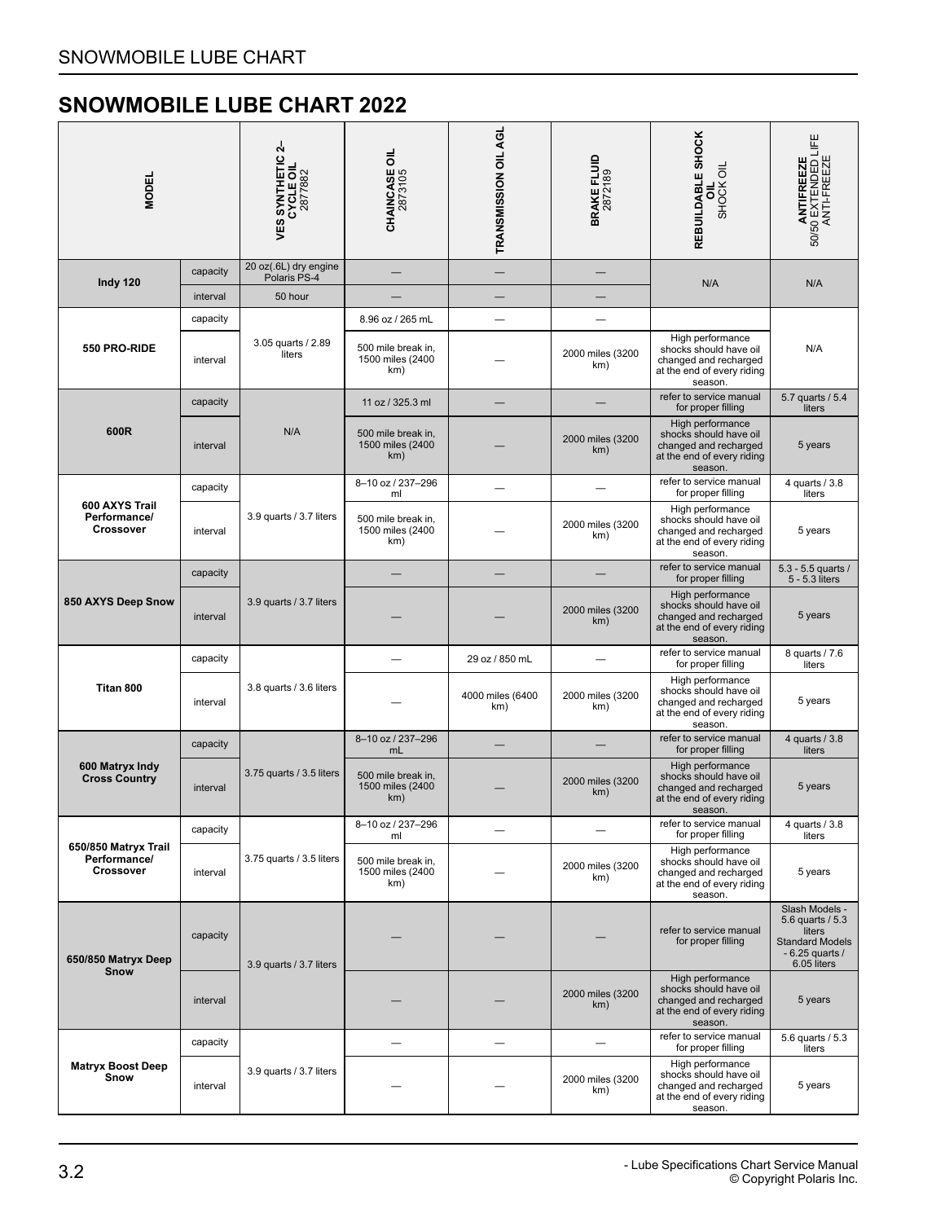# SNOWMOBILE LUBE CHART 2022

| MODEL | | VES SYNTHETIC 2–CYCLE OIL 2877882 | CHAINCASE OIL 2873105 | TRANSMISSION OIL AGL | BRAKE FLUID 2872189 | REBUILDABLE SHOCK OIL SHOCK OIL | ANTIFREEZE 50/50 EXTENDED LIFE ANTI-FREEZE |
|---|---|---|---|---|---|---|---|
| **Indy 120** | capacity | 20 oz(.6L) dry engine Polaris PS-4 | — | — | — | N/A | N/A |
| | interval | 50 hour | — | — | — | | |
| **550 PRO-RIDE** | capacity | 3.05 quarts / 2.89 liters | 8.96 oz / 265 mL | — | — | | N/A |
| | interval | | 500 mile break in, 1500 miles (2400 km) | — | 2000 miles (3200 km) | High performance shocks should have oil changed and recharged at the end of every riding season. | |
| **600R** | capacity | N/A | 11 oz / 325.3 ml | — | — | refer to service manual for proper filling | 5.7 quarts / 5.4 liters |
| | interval | | 500 mile break in, 1500 miles (2400 km) | — | 2000 miles (3200 km) | High performance shocks should have oil changed and recharged at the end of every riding season. | 5 years |
| **600 AXYS Trail Performance/ Crossover** | capacity | 3.9 quarts / 3.7 liters | 8–10 oz / 237–296 ml | — | — | refer to service manual for proper filling | 4 quarts / 3.8 liters |
| | interval | | 500 mile break in, 1500 miles (2400 km) | — | 2000 miles (3200 km) | High performance shocks should have oil changed and recharged at the end of every riding season. | 5 years |
| **850 AXYS Deep Snow** | capacity | 3.9 quarts / 3.7 liters | — | — | — | refer to service manual for proper filling | 5.3 - 5.5 quarts / 5 - 5.3 liters |
| | interval | | — | — | 2000 miles (3200 km) | High performance shocks should have oil changed and recharged at the end of every riding season. | 5 years |
| **Titan 800** | capacity | 3.8 quarts / 3.6 liters | — | 29 oz / 850 mL | — | refer to service manual for proper filling | 8 quarts / 7.6 liters |
| | interval | | — | 4000 miles (6400 km) | 2000 miles (3200 km) | High performance shocks should have oil changed and recharged at the end of every riding season. | 5 years |
| **600 Matryx Indy Cross Country** | capacity | 3.75 quarts / 3.5 liters | 8–10 oz / 237–296 mL | — | — | refer to service manual for proper filling | 4 quarts / 3.8 liters |
| | interval | | 500 mile break in, 1500 miles (2400 km) | — | 2000 miles (3200 km) | High performance shocks should have oil changed and recharged at the end of every riding season. | 5 years |
| **650/850 Matryx Trail Performance/ Crossover** | capacity | 3.75 quarts / 3.5 liters | 8–10 oz / 237–296 ml | — | — | refer to service manual for proper filling | 4 quarts / 3.8 liters |
| | interval | | 500 mile break in, 1500 miles (2400 km) | — | 2000 miles (3200 km) | High performance shocks should have oil changed and recharged at the end of every riding season. | 5 years |
| **650/850 Matryx Deep Snow** | capacity | 3.9 quarts / 3.7 liters | — | — | — | refer to service manual for proper filling | Slash Models - 5.6 quarts / 5.3 liters Standard Models - 6.25 quarts / 6.05 liters |
| | interval | | — | — | 2000 miles (3200 km) | High performance shocks should have oil changed and recharged at the end of every riding season. | 5 years |
| **Matryx Boost Deep Snow** | capacity | 3.9 quarts / 3.7 liters | — | — | — | refer to service manual for proper filling | 5.6 quarts / 5.3 liters |
| | interval | | — | — | 2000 miles (3200 km) | High performance shocks should have oil changed and recharged at the end of every riding season. | 5 years |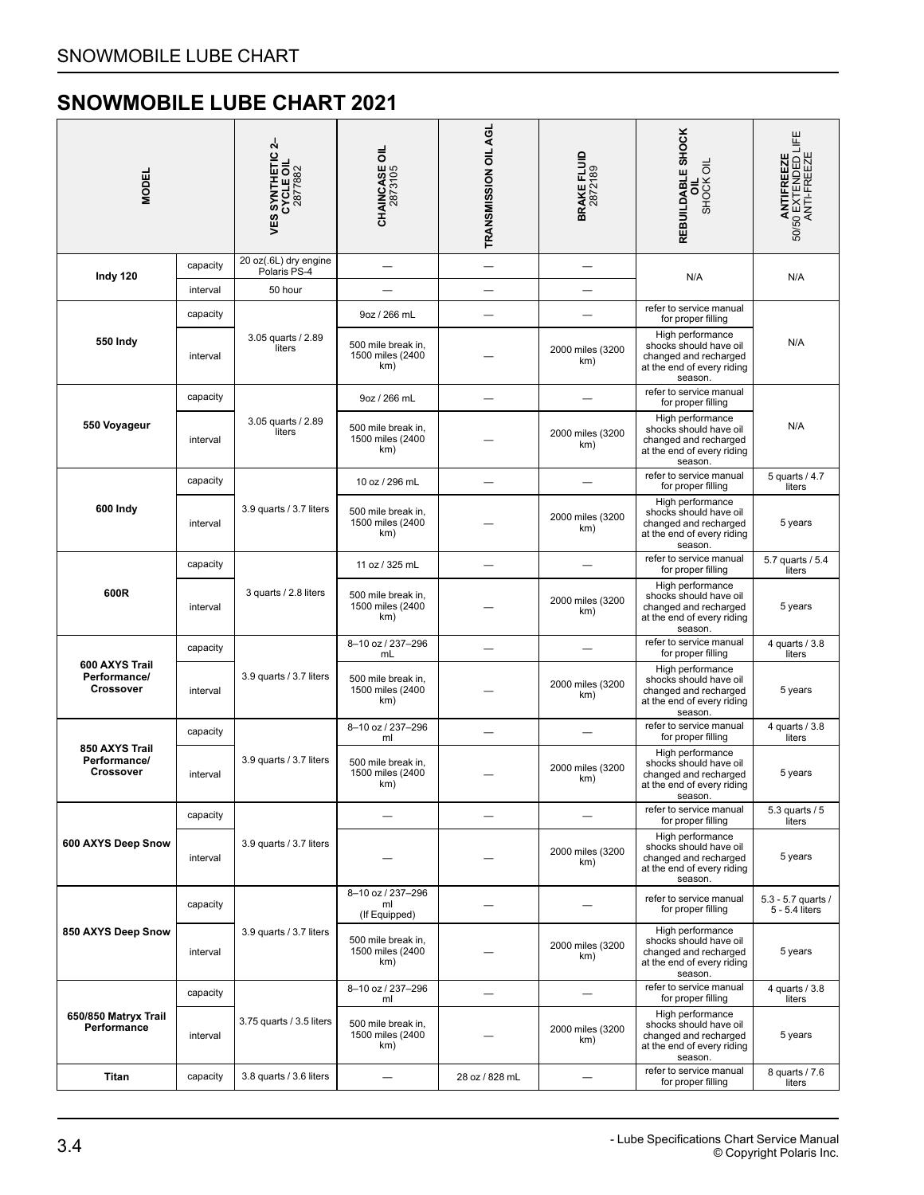# SNOWMOBILE LUBE CHART 2021

| MODEL | | VES SYNTHETIC 2–CYCLE OIL 2877882 | CHAINCASE OIL 2873105 | TRANSMISSION OIL AGL | BRAKE FLUID 2872189 | REBUILDABLE SHOCK OIL SHOCK OIL | ANTIFREEZE 50/50 EXTENDED LIFE ANTI-FREEZE |
|---|---|---|---|---|---|---|---|
| **Indy 120** | capacity | 20 oz(.6L) dry engine Polaris PS-4 | — | — | — | N/A | N/A |
| | interval | 50 hour | — | — | — | | |
| **550 Indy** | capacity | 3.05 quarts / 2.89 liters | 9oz / 266 mL | — | — | refer to service manual for proper filling | N/A |
| | interval | | 500 mile break in, 1500 miles (2400 km) | — | 2000 miles (3200 km) | High performance shocks should have oil changed and recharged at the end of every riding season. | |
| **550 Voyageur** | capacity | 3.05 quarts / 2.89 liters | 9oz / 266 mL | — | — | refer to service manual for proper filling | N/A |
| | interval | | 500 mile break in, 1500 miles (2400 km) | — | 2000 miles (3200 km) | High performance shocks should have oil changed and recharged at the end of every riding season. | |
| **600 Indy** | capacity | 3.9 quarts / 3.7 liters | 10 oz / 296 mL | — | — | refer to service manual for proper filling | 5 quarts / 4.7 liters |
| | interval | | 500 mile break in, 1500 miles (2400 km) | — | 2000 miles (3200 km) | High performance shocks should have oil changed and recharged at the end of every riding season. | 5 years |
| **600R** | capacity | 3 quarts / 2.8 liters | 11 oz / 325 mL | — | — | refer to service manual for proper filling | 5.7 quarts / 5.4 liters |
| | interval | | 500 mile break in, 1500 miles (2400 km) | — | 2000 miles (3200 km) | High performance shocks should have oil changed and recharged at the end of every riding season. | 5 years |
| **600 AXYS Trail Performance/ Crossover** | capacity | 3.9 quarts / 3.7 liters | 8–10 oz / 237–296 mL | — | — | refer to service manual for proper filling | 4 quarts / 3.8 liters |
| | interval | | 500 mile break in, 1500 miles (2400 km) | — | 2000 miles (3200 km) | High performance shocks should have oil changed and recharged at the end of every riding season. | 5 years |
| **850 AXYS Trail Performance/ Crossover** | capacity | 3.9 quarts / 3.7 liters | 8–10 oz / 237–296 ml | — | — | refer to service manual for proper filling | 4 quarts / 3.8 liters |
| | interval | | 500 mile break in, 1500 miles (2400 km) | — | 2000 miles (3200 km) | High performance shocks should have oil changed and recharged at the end of every riding season. | 5 years |
| **600 AXYS Deep Snow** | capacity | 3.9 quarts / 3.7 liters | — | — | — | refer to service manual for proper filling | 5.3 quarts / 5 liters |
| | interval | | — | — | 2000 miles (3200 km) | High performance shocks should have oil changed and recharged at the end of every riding season. | 5 years |
| **850 AXYS Deep Snow** | capacity | 3.9 quarts / 3.7 liters | 8–10 oz / 237–296 ml (If Equipped) | — | — | refer to service manual for proper filling | 5.3 - 5.7 quarts / 5 - 5.4 liters |
| | interval | | 500 mile break in, 1500 miles (2400 km) | — | 2000 miles (3200 km) | High performance shocks should have oil changed and recharged at the end of every riding season. | 5 years |
| **650/850 Matryx Trail Performance** | capacity | 3.75 quarts / 3.5 liters | 8–10 oz / 237–296 ml | — | — | refer to service manual for proper filling | 4 quarts / 3.8 liters |
| | interval | | 500 mile break in, 1500 miles (2400 km) | — | 2000 miles (3200 km) | High performance shocks should have oil changed and recharged at the end of every riding season. | 5 years |
| **Titan** | capacity | 3.8 quarts / 3.6 liters | — | 28 oz / 828 mL | — | refer to service manual for proper filling | 8 quarts / 7.6 liters |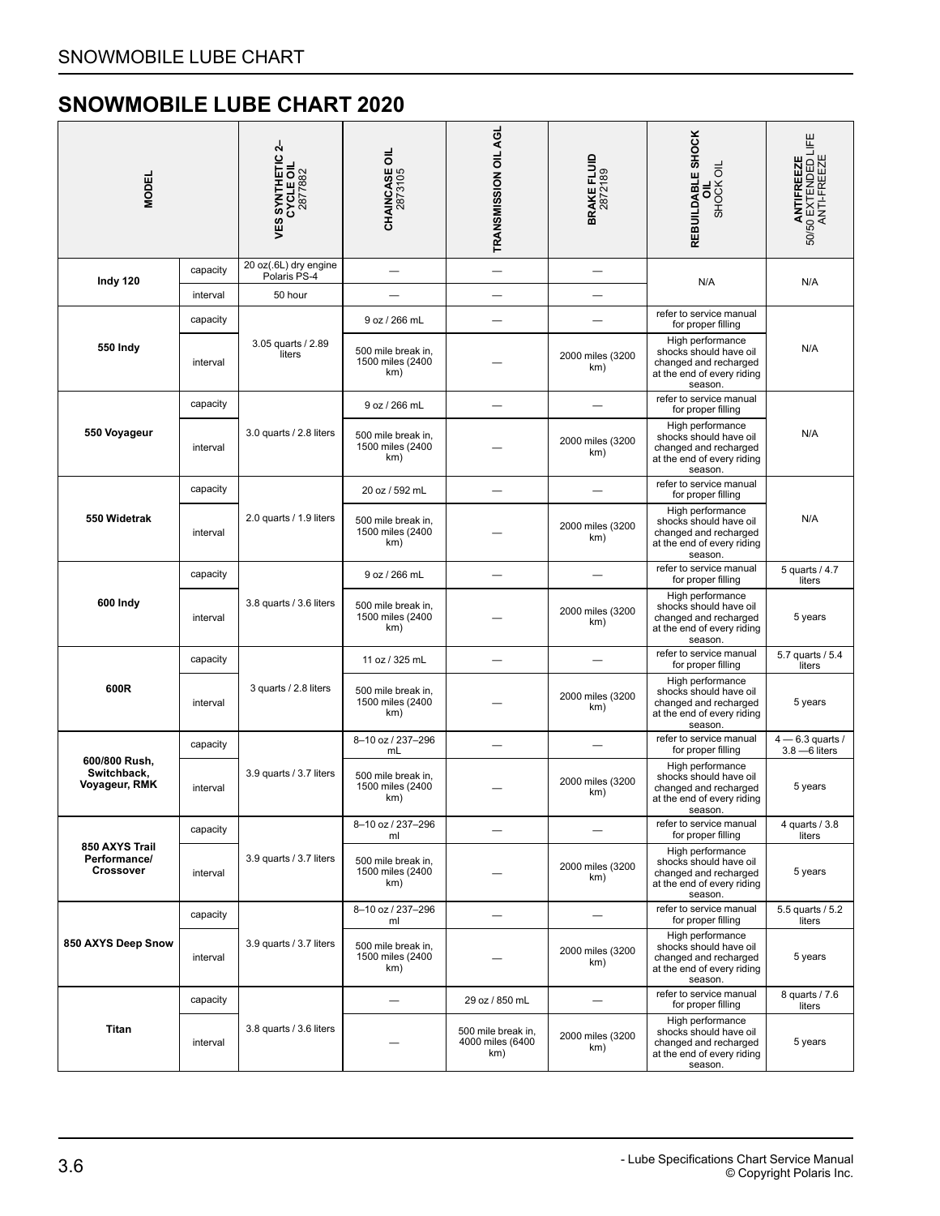# SNOWMOBILE LUBE CHART 2020

| MODEL | | VES SYNTHETIC 2–CYCLE OIL 2877882 | CHAINCASE OIL 2873105 | TRANSMISSION OIL AGL | BRAKE FLUID 2872189 | REBUILDABLE SHOCK OIL SHOCK OIL | ANTIFREEZE 50/50 EXTENDED LIFE ANTI-FREEZE |
|---|---|---|---|---|---|---|---|
| Indy 120 | capacity | 20 oz(.6L) dry engine Polaris PS-4 | — | — | — | N/A | N/A |
| | interval | 50 hour | — | — | — | | |
| 550 Indy | capacity | 3.05 quarts / 2.89 liters | 9 oz / 266 mL | — | — | refer to service manual for proper filling | N/A |
| | interval | | 500 mile break in, 1500 miles (2400 km) | — | 2000 miles (3200 km) | High performance shocks should have oil changed and recharged at the end of every riding season. | |
| 550 Voyageur | capacity | 3.0 quarts / 2.8 liters | 9 oz / 266 mL | — | — | refer to service manual for proper filling | N/A |
| | interval | | 500 mile break in, 1500 miles (2400 km) | — | 2000 miles (3200 km) | High performance shocks should have oil changed and recharged at the end of every riding season. | |
| 550 Widetrak | capacity | 2.0 quarts / 1.9 liters | 20 oz / 592 mL | — | — | refer to service manual for proper filling | N/A |
| | interval | | 500 mile break in, 1500 miles (2400 km) | — | 2000 miles (3200 km) | High performance shocks should have oil changed and recharged at the end of every riding season. | |
| 600 Indy | capacity | 3.8 quarts / 3.6 liters | 9 oz / 266 mL | — | — | refer to service manual for proper filling | 5 quarts / 4.7 liters |
| | interval | | 500 mile break in, 1500 miles (2400 km) | — | 2000 miles (3200 km) | High performance shocks should have oil changed and recharged at the end of every riding season. | 5 years |
| 600R | capacity | 3 quarts / 2.8 liters | 11 oz / 325 mL | — | — | refer to service manual for proper filling | 5.7 quarts / 5.4 liters |
| | interval | | 500 mile break in, 1500 miles (2400 km) | — | 2000 miles (3200 km) | High performance shocks should have oil changed and recharged at the end of every riding season. | 5 years |
| 600/800 Rush, Switchback, Voyageur, RMK | capacity | 3.9 quarts / 3.7 liters | 8–10 oz / 237–296 mL | — | — | refer to service manual for proper filling | 4 — 6.3 quarts / 3.8 —6 liters |
| | interval | | 500 mile break in, 1500 miles (2400 km) | — | 2000 miles (3200 km) | High performance shocks should have oil changed and recharged at the end of every riding season. | 5 years |
| 850 AXYS Trail Performance/ Crossover | capacity | 3.9 quarts / 3.7 liters | 8–10 oz / 237–296 ml | — | — | refer to service manual for proper filling | 4 quarts / 3.8 liters |
| | interval | | 500 mile break in, 1500 miles (2400 km) | — | 2000 miles (3200 km) | High performance shocks should have oil changed and recharged at the end of every riding season. | 5 years |
| 850 AXYS Deep Snow | capacity | 3.9 quarts / 3.7 liters | 8–10 oz / 237–296 ml | — | — | refer to service manual for proper filling | 5.5 quarts / 5.2 liters |
| | interval | | 500 mile break in, 1500 miles (2400 km) | — | 2000 miles (3200 km) | High performance shocks should have oil changed and recharged at the end of every riding season. | 5 years |
| Titan | capacity | 3.8 quarts / 3.6 liters | — | 29 oz / 850 mL | — | refer to service manual for proper filling | 8 quarts / 7.6 liters |
| | interval | | — | 500 mile break in, 4000 miles (6400 km) | 2000 miles (3200 km) | High performance shocks should have oil changed and recharged at the end of every riding season. | 5 years |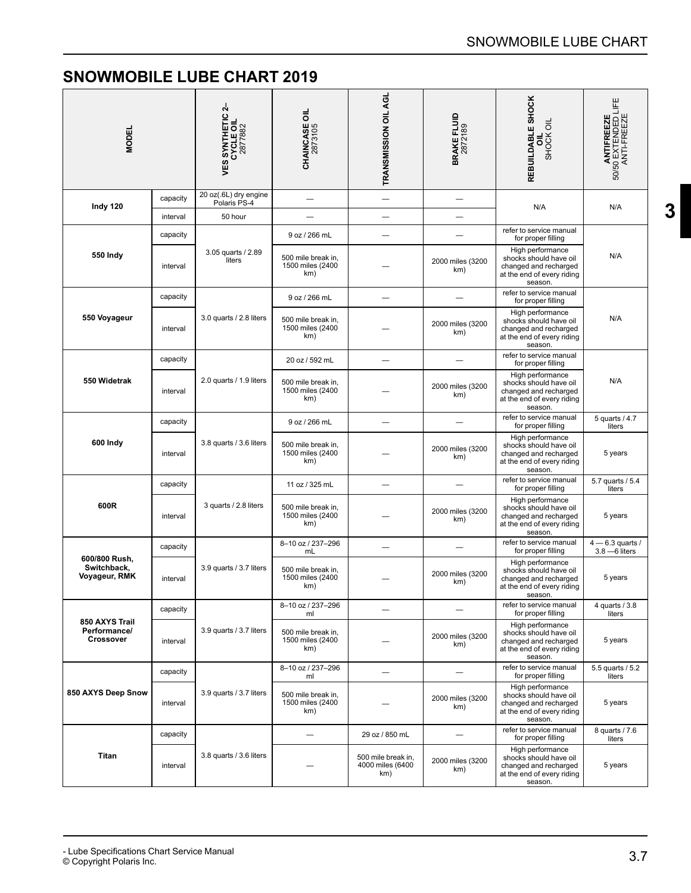# SNOWMOBILE LUBE CHART 2019

| MODEL | | VES SYNTHETIC 2–CYCLE OIL 2877882 | CHAINCASE OIL 2873105 | TRANSMISSION OIL AGL | BRAKE FLUID 2872189 | REBUILDABLE SHOCK OIL SHOCK OIL | ANTIFREEZE 50/50 EXTENDED LIFE ANTI-FREEZE |
|---|---|---|---|---|---|---|---|
| Indy 120 | capacity | 20 oz(.6L) dry engine Polaris PS-4 | — | — | — | N/A | N/A |
| | interval | 50 hour | — | — | — | | |
| 550 Indy | capacity | 3.05 quarts / 2.89 liters | 9 oz / 266 mL | — | — | refer to service manual for proper filling | N/A |
| | interval | | 500 mile break in, 1500 miles (2400 km) | — | 2000 miles (3200 km) | High performance shocks should have oil changed and recharged at the end of every riding season. | |
| 550 Voyageur | capacity | 3.0 quarts / 2.8 liters | 9 oz / 266 mL | — | — | refer to service manual for proper filling | N/A |
| | interval | | 500 mile break in, 1500 miles (2400 km) | — | 2000 miles (3200 km) | High performance shocks should have oil changed and recharged at the end of every riding season. | |
| 550 Widetrak | capacity | 2.0 quarts / 1.9 liters | 20 oz / 592 mL | — | — | refer to service manual for proper filling | N/A |
| | interval | | 500 mile break in, 1500 miles (2400 km) | — | 2000 miles (3200 km) | High performance shocks should have oil changed and recharged at the end of every riding season. | |
| 600 Indy | capacity | 3.8 quarts / 3.6 liters | 9 oz / 266 mL | — | — | refer to service manual for proper filling | 5 quarts / 4.7 liters |
| | interval | | 500 mile break in, 1500 miles (2400 km) | — | 2000 miles (3200 km) | High performance shocks should have oil changed and recharged at the end of every riding season. | 5 years |
| 600R | capacity | 3 quarts / 2.8 liters | 11 oz / 325 mL | — | — | refer to service manual for proper filling | 5.7 quarts / 5.4 liters |
| | interval | | 500 mile break in, 1500 miles (2400 km) | — | 2000 miles (3200 km) | High performance shocks should have oil changed and recharged at the end of every riding season. | 5 years |
| 600/800 Rush, Switchback, Voyageur, RMK | capacity | 3.9 quarts / 3.7 liters | 8–10 oz / 237–296 mL | — | — | refer to service manual for proper filling | 4 — 6.3 quarts / 3.8 —6 liters |
| | interval | | 500 mile break in, 1500 miles (2400 km) | — | 2000 miles (3200 km) | High performance shocks should have oil changed and recharged at the end of every riding season. | 5 years |
| 850 AXYS Trail Performance/ Crossover | capacity | 3.9 quarts / 3.7 liters | 8–10 oz / 237–296 ml | — | — | refer to service manual for proper filling | 4 quarts / 3.8 liters |
| | interval | | 500 mile break in, 1500 miles (2400 km) | — | 2000 miles (3200 km) | High performance shocks should have oil changed and recharged at the end of every riding season. | 5 years |
| 850 AXYS Deep Snow | capacity | 3.9 quarts / 3.7 liters | 8–10 oz / 237–296 ml | — | — | refer to service manual for proper filling | 5.5 quarts / 5.2 liters |
| | interval | | 500 mile break in, 1500 miles (2400 km) | — | 2000 miles (3200 km) | High performance shocks should have oil changed and recharged at the end of every riding season. | 5 years |
| Titan | capacity | 3.8 quarts / 3.6 liters | — | 29 oz / 850 mL | — | refer to service manual for proper filling | 8 quarts / 7.6 liters |
| | interval | | — | 500 mile break in, 4000 miles (6400 km) | 2000 miles (3200 km) | High performance shocks should have oil changed and recharged at the end of every riding season. | 5 years |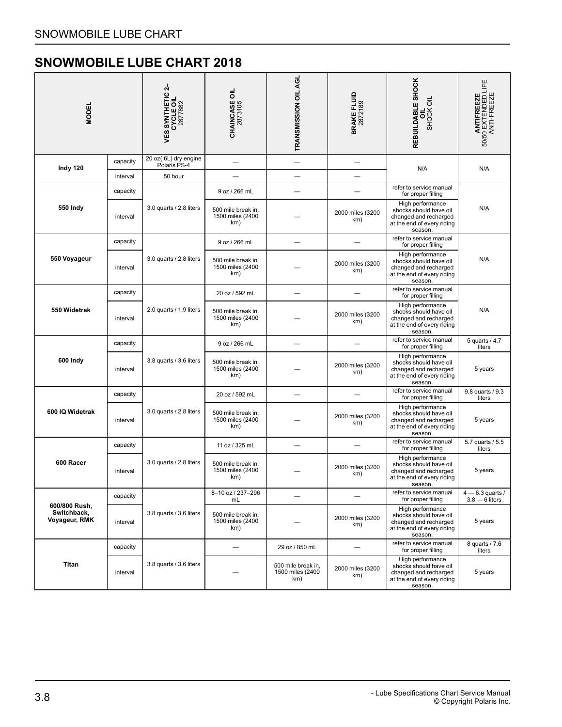## SNOWMOBILE LUBE CHART 2018

| MODEL | | VES SYNTHETIC 2–CYCLE OIL 2877882 | CHAINCASE OIL 2873105 | TRANSMISSION OIL AGL | BRAKE FLUID 2872189 | REBUILDABLE SHOCK OIL SHOCK OIL | ANTIFREEZE 50/50 EXTENDED LIFE ANTI-FREEZE |
|---|---|---|---|---|---|---|---|
| Indy 120 | capacity | 20 oz(.6L) dry engine Polaris PS-4 | — | — | — | N/A | N/A |
| | interval | 50 hour | — | — | — | | |
| 550 Indy | capacity | 3.0 quarts / 2.8 liters | 9 oz / 266 mL | — | — | refer to service manual for proper filling | N/A |
| | interval | | 500 mile break in, 1500 miles (2400 km) | — | 2000 miles (3200 km) | High performance shocks should have oil changed and recharged at the end of every riding season. | |
| 550 Voyageur | capacity | 3.0 quarts / 2.8 liters | 9 oz / 266 mL | — | — | refer to service manual for proper filling | N/A |
| | interval | | 500 mile break in, 1500 miles (2400 km) | — | 2000 miles (3200 km) | High performance shocks should have oil changed and recharged at the end of every riding season. | |
| 550 Widetrak | capacity | 2.0 quarts / 1.9 liters | 20 oz / 592 mL | — | — | refer to service manual for proper filling | N/A |
| | interval | | 500 mile break in, 1500 miles (2400 km) | — | 2000 miles (3200 km) | High performance shocks should have oil changed and recharged at the end of every riding season. | |
| 600 Indy | capacity | 3.8 quarts / 3.6 liters | 9 oz / 266 mL | — | — | refer to service manual for proper filling | 5 quarts / 4.7 liters |
| | interval | | 500 mile break in, 1500 miles (2400 km) | — | 2000 miles (3200 km) | High performance shocks should have oil changed and recharged at the end of every riding season. | 5 years |
| 600 IQ Widetrak | capacity | 3.0 quarts / 2.8 liters | 20 oz / 592 mL | — | — | refer to service manual for proper filling | 9.8 quarts / 9.3 liters |
| | interval | | 500 mile break in, 1500 miles (2400 km) | — | 2000 miles (3200 km) | High performance shocks should have oil changed and recharged at the end of every riding season. | 5 years |
| 600 Racer | capacity | 3.0 quarts / 2.8 liters | 11 oz / 325 mL | — | — | refer to service manual for proper filling | 5.7 quarts / 5.5 liters |
| | interval | | 500 mile break in, 1500 miles (2400 km) | — | 2000 miles (3200 km) | High performance shocks should have oil changed and recharged at the end of every riding season. | 5 years |
| 600/800 Rush, Switchback, Voyageur, RMK | capacity | 3.8 quarts / 3.6 liters | 8–10 oz / 237–296 mL | — | — | refer to service manual for proper filling | 4 — 6.3 quarts / 3.8 — 6 liters |
| | interval | | 500 mile break in, 1500 miles (2400 km) | — | 2000 miles (3200 km) | High performance shocks should have oil changed and recharged at the end of every riding season. | 5 years |
| Titan | capacity | 3.8 quarts / 3.6 liters | — | 29 oz / 850 mL | — | refer to service manual for proper filling | 8 quarts / 7.6 liters |
| | interval | | — | 500 mile break in, 1500 miles (2400 km) | 2000 miles (3200 km) | High performance shocks should have oil changed and recharged at the end of every riding season. | 5 years |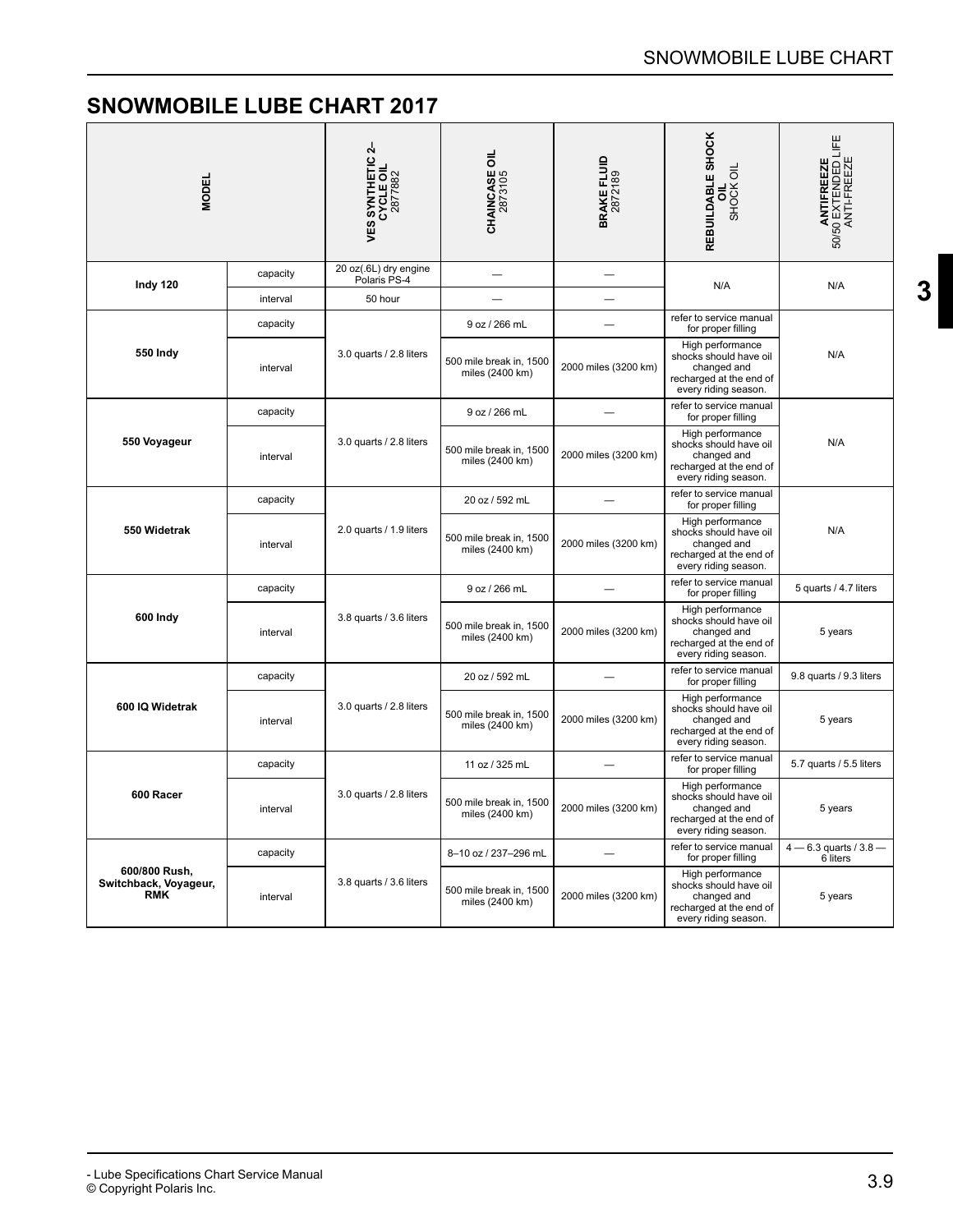## SNOWMOBILE LUBE CHART 2017

| MODEL | | **VES SYNTHETIC 2–CYCLE OIL** 2877882 | **CHAINCASE OIL** 2873105 | **BRAKE FLUID** 2872189 | **REBUILDABLE SHOCK OIL** SHOCK OIL | **ANTIFREEZE** 50/50 EXTENDED LIFE ANTI-FREEZE |
|---|---|---|---|---|---|---|
| **Indy 120** | capacity | 20 oz(.6L) dry engine Polaris PS-4 | — | — | N/A | N/A |
| | interval | 50 hour | — | — | | |
| **550 Indy** | capacity | 3.0 quarts / 2.8 liters | 9 oz / 266 mL | — | refer to service manual for proper filling | N/A |
| | interval | | 500 mile break in, 1500 miles (2400 km) | 2000 miles (3200 km) | High performance shocks should have oil changed and recharged at the end of every riding season. | |
| **550 Voyageur** | capacity | 3.0 quarts / 2.8 liters | 9 oz / 266 mL | — | refer to service manual for proper filling | N/A |
| | interval | | 500 mile break in, 1500 miles (2400 km) | 2000 miles (3200 km) | High performance shocks should have oil changed and recharged at the end of every riding season. | |
| **550 Widetrak** | capacity | 2.0 quarts / 1.9 liters | 20 oz / 592 mL | — | refer to service manual for proper filling | N/A |
| | interval | | 500 mile break in, 1500 miles (2400 km) | 2000 miles (3200 km) | High performance shocks should have oil changed and recharged at the end of every riding season. | |
| **600 Indy** | capacity | 3.8 quarts / 3.6 liters | 9 oz / 266 mL | — | refer to service manual for proper filling | 5 quarts / 4.7 liters |
| | interval | | 500 mile break in, 1500 miles (2400 km) | 2000 miles (3200 km) | High performance shocks should have oil changed and recharged at the end of every riding season. | 5 years |
| **600 IQ Widetrak** | capacity | 3.0 quarts / 2.8 liters | 20 oz / 592 mL | — | refer to service manual for proper filling | 9.8 quarts / 9.3 liters |
| | interval | | 500 mile break in, 1500 miles (2400 km) | 2000 miles (3200 km) | High performance shocks should have oil changed and recharged at the end of every riding season. | 5 years |
| **600 Racer** | capacity | 3.0 quarts / 2.8 liters | 11 oz / 325 mL | — | refer to service manual for proper filling | 5.7 quarts / 5.5 liters |
| | interval | | 500 mile break in, 1500 miles (2400 km) | 2000 miles (3200 km) | High performance shocks should have oil changed and recharged at the end of every riding season. | 5 years |
| **600/800 Rush, Switchback, Voyageur, RMK** | capacity | 3.8 quarts / 3.6 liters | 8–10 oz / 237–296 mL | — | refer to service manual for proper filling | 4 — 6.3 quarts / 3.8 — 6 liters |
| | interval | | 500 mile break in, 1500 miles (2400 km) | 2000 miles (3200 km) | High performance shocks should have oil changed and recharged at the end of every riding season. | 5 years |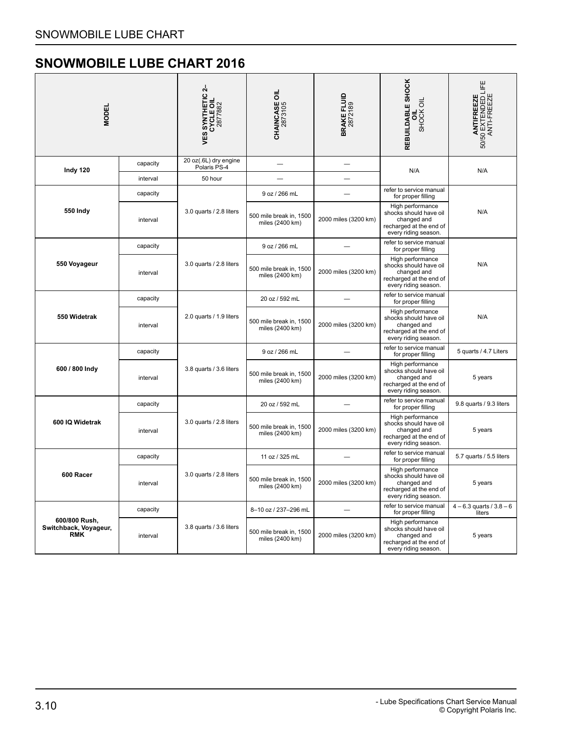## SNOWMOBILE LUBE CHART 2016

| MODEL | | VES SYNTHETIC 2–CYCLE OIL 2877882 | CHAINCASE OIL 2873105 | BRAKE FLUID 2872189 | REBUILDABLE SHOCK OIL SHOCK OIL | ANTIFREEZE 50/50 EXTENDED LIFE ANTI-FREEZE |
|---|---|---|---|---|---|---|
| Indy 120 | capacity | 20 oz(.6L) dry engine Polaris PS-4 | — | — | N/A | N/A |
| | interval | 50 hour | — | — | | |
| 550 Indy | capacity | 3.0 quarts / 2.8 liters | 9 oz / 266 mL | — | refer to service manual for proper filling | N/A |
| | interval | | 500 mile break in, 1500 miles (2400 km) | 2000 miles (3200 km) | High performance shocks should have oil changed and recharged at the end of every riding season. | |
| 550 Voyageur | capacity | 3.0 quarts / 2.8 liters | 9 oz / 266 mL | — | refer to service manual for proper filling | N/A |
| | interval | | 500 mile break in, 1500 miles (2400 km) | 2000 miles (3200 km) | High performance shocks should have oil changed and recharged at the end of every riding season. | |
| 550 Widetrak | capacity | 2.0 quarts / 1.9 liters | 20 oz / 592 mL | — | refer to service manual for proper filling | N/A |
| | interval | | 500 mile break in, 1500 miles (2400 km) | 2000 miles (3200 km) | High performance shocks should have oil changed and recharged at the end of every riding season. | |
| 600 / 800 Indy | capacity | 3.8 quarts / 3.6 liters | 9 oz / 266 mL | — | refer to service manual for proper filling | 5 quarts / 4.7 Liters |
| | interval | | 500 mile break in, 1500 miles (2400 km) | 2000 miles (3200 km) | High performance shocks should have oil changed and recharged at the end of every riding season. | 5 years |
| 600 IQ Widetrak | capacity | 3.0 quarts / 2.8 liters | 20 oz / 592 mL | — | refer to service manual for proper filling | 9.8 quarts / 9.3 liters |
| | interval | | 500 mile break in, 1500 miles (2400 km) | 2000 miles (3200 km) | High performance shocks should have oil changed and recharged at the end of every riding season. | 5 years |
| 600 Racer | capacity | 3.0 quarts / 2.8 liters | 11 oz / 325 mL | — | refer to service manual for proper filling | 5.7 quarts / 5.5 liters |
| | interval | | 500 mile break in, 1500 miles (2400 km) | 2000 miles (3200 km) | High performance shocks should have oil changed and recharged at the end of every riding season. | 5 years |
| 600/800 Rush, Switchback, Voyageur, RMK | capacity | 3.8 quarts / 3.6 liters | 8–10 oz / 237–296 mL | — | refer to service manual for proper filling | 4 – 6.3 quarts / 3.8 – 6 liters |
| | interval | | 500 mile break in, 1500 miles (2400 km) | 2000 miles (3200 km) | High performance shocks should have oil changed and recharged at the end of every riding season. | 5 years |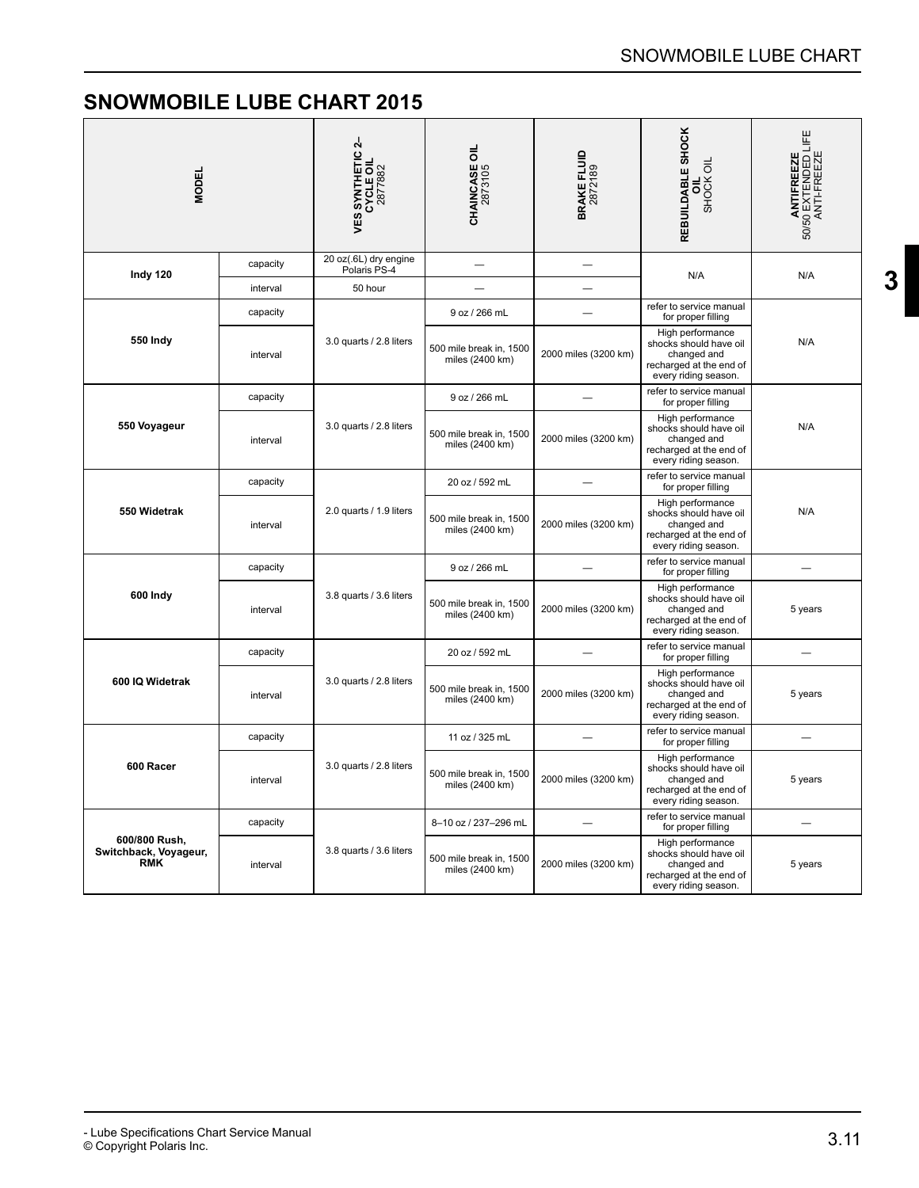# SNOWMOBILE LUBE CHART 2015

| MODEL | | VES SYNTHETIC 2–CYCLE OIL 2877882 | CHAINCASE OIL 2873105 | BRAKE FLUID 2872189 | REBUILDABLE SHOCK OIL SHOCK OIL | ANTIFREEZE 50/50 EXTENDED LIFE ANTI-FREEZE |
|---|---|---|---|---|---|---|
| Indy 120 | capacity | 20 oz(.6L) dry engine Polaris PS-4 | — | — | N/A | N/A |
| | interval | 50 hour | — | — | | |
| 550 Indy | capacity | 3.0 quarts / 2.8 liters | 9 oz / 266 mL | — | refer to service manual for proper filling | N/A |
| | interval | | 500 mile break in, 1500 miles (2400 km) | 2000 miles (3200 km) | High performance shocks should have oil changed and recharged at the end of every riding season. | |
| 550 Voyageur | capacity | 3.0 quarts / 2.8 liters | 9 oz / 266 mL | — | refer to service manual for proper filling | N/A |
| | interval | | 500 mile break in, 1500 miles (2400 km) | 2000 miles (3200 km) | High performance shocks should have oil changed and recharged at the end of every riding season. | |
| 550 Widetrak | capacity | 2.0 quarts / 1.9 liters | 20 oz / 592 mL | — | refer to service manual for proper filling | N/A |
| | interval | | 500 mile break in, 1500 miles (2400 km) | 2000 miles (3200 km) | High performance shocks should have oil changed and recharged at the end of every riding season. | |
| 600 Indy | capacity | 3.8 quarts / 3.6 liters | 9 oz / 266 mL | — | refer to service manual for proper filling | — |
| | interval | | 500 mile break in, 1500 miles (2400 km) | 2000 miles (3200 km) | High performance shocks should have oil changed and recharged at the end of every riding season. | 5 years |
| 600 IQ Widetrak | capacity | 3.0 quarts / 2.8 liters | 20 oz / 592 mL | — | refer to service manual for proper filling | — |
| | interval | | 500 mile break in, 1500 miles (2400 km) | 2000 miles (3200 km) | High performance shocks should have oil changed and recharged at the end of every riding season. | 5 years |
| 600 Racer | capacity | 3.0 quarts / 2.8 liters | 11 oz / 325 mL | — | refer to service manual for proper filling | — |
| | interval | | 500 mile break in, 1500 miles (2400 km) | 2000 miles (3200 km) | High performance shocks should have oil changed and recharged at the end of every riding season. | 5 years |
| 600/800 Rush, Switchback, Voyageur, RMK | capacity | 3.8 quarts / 3.6 liters | 8–10 oz / 237–296 mL | — | refer to service manual for proper filling | — |
| | interval | | 500 mile break in, 1500 miles (2400 km) | 2000 miles (3200 km) | High performance shocks should have oil changed and recharged at the end of every riding season. | 5 years |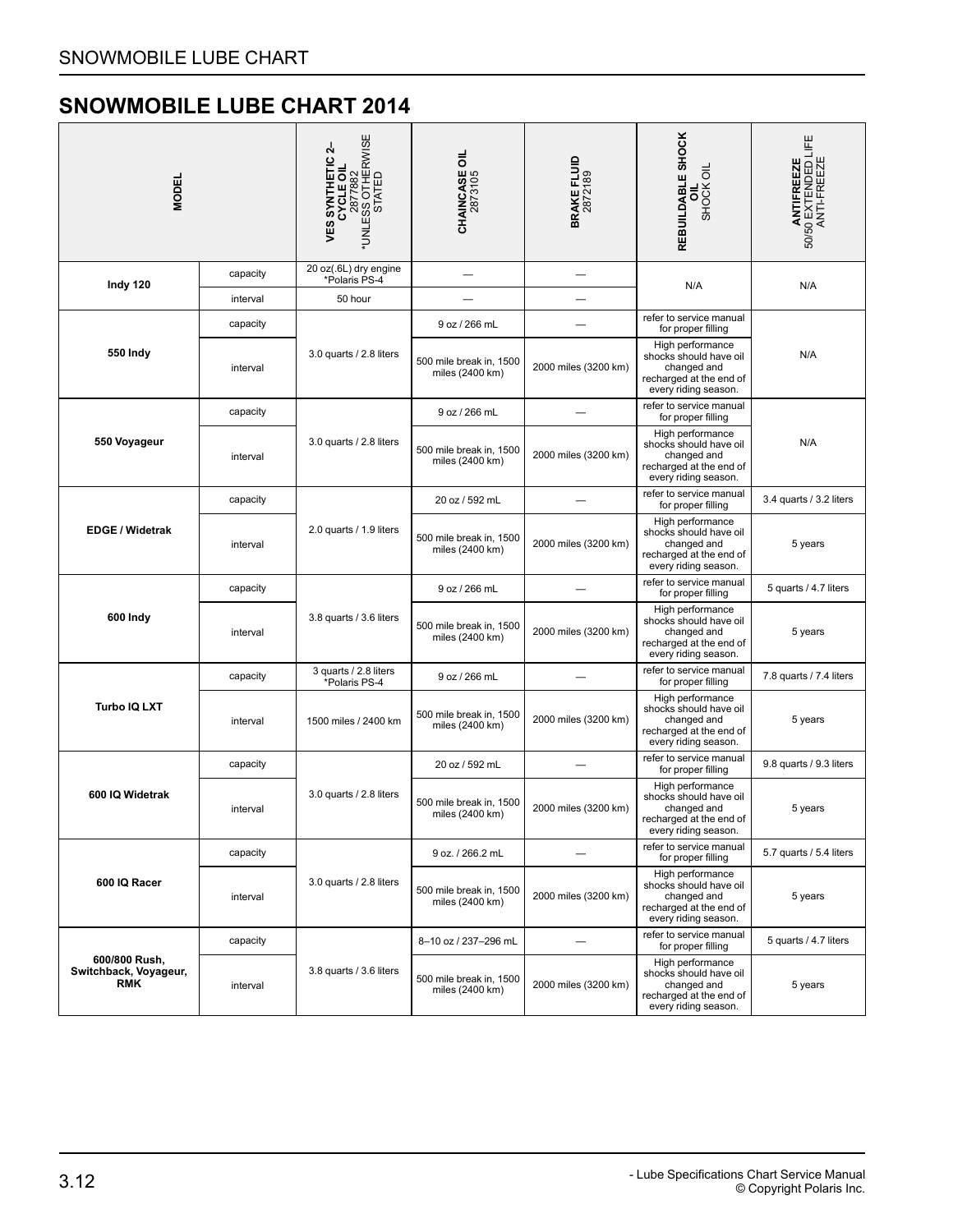## SNOWMOBILE LUBE CHART 2014

| MODEL | | VES SYNTHETIC 2–CYCLE OIL 2877882 *UNLESS OTHERWISE STATED | CHAINCASE OIL 2873105 | BRAKE FLUID 2872189 | REBUILDABLE SHOCK OIL SHOCK OIL | ANTIFREEZE 50/50 EXTENDED LIFE ANTI-FREEZE |
|---|---|---|---|---|---|---|
| Indy 120 | capacity | 20 oz(.6L) dry engine *Polaris PS-4 | — | — | N/A | N/A |
| | interval | 50 hour | — | — | | |
| 550 Indy | capacity | 3.0 quarts / 2.8 liters | 9 oz / 266 mL | — | refer to service manual for proper filling | N/A |
| | interval | | 500 mile break in, 1500 miles (2400 km) | 2000 miles (3200 km) | High performance shocks should have oil changed and recharged at the end of every riding season. | |
| 550 Voyageur | capacity | 3.0 quarts / 2.8 liters | 9 oz / 266 mL | — | refer to service manual for proper filling | N/A |
| | interval | | 500 mile break in, 1500 miles (2400 km) | 2000 miles (3200 km) | High performance shocks should have oil changed and recharged at the end of every riding season. | |
| EDGE / Widetrak | capacity | 2.0 quarts / 1.9 liters | 20 oz / 592 mL | — | refer to service manual for proper filling | 3.4 quarts / 3.2 liters |
| | interval | | 500 mile break in, 1500 miles (2400 km) | 2000 miles (3200 km) | High performance shocks should have oil changed and recharged at the end of every riding season. | 5 years |
| 600 Indy | capacity | 3.8 quarts / 3.6 liters | 9 oz / 266 mL | — | refer to service manual for proper filling | 5 quarts / 4.7 liters |
| | interval | | 500 mile break in, 1500 miles (2400 km) | 2000 miles (3200 km) | High performance shocks should have oil changed and recharged at the end of every riding season. | 5 years |
| Turbo IQ LXT | capacity | 3 quarts / 2.8 liters *Polaris PS-4 | 9 oz / 266 mL | — | refer to service manual for proper filling | 7.8 quarts / 7.4 liters |
| | interval | 1500 miles / 2400 km | 500 mile break in, 1500 miles (2400 km) | 2000 miles (3200 km) | High performance shocks should have oil changed and recharged at the end of every riding season. | 5 years |
| 600 IQ Widetrak | capacity | 3.0 quarts / 2.8 liters | 20 oz / 592 mL | — | refer to service manual for proper filling | 9.8 quarts / 9.3 liters |
| | interval | | 500 mile break in, 1500 miles (2400 km) | 2000 miles (3200 km) | High performance shocks should have oil changed and recharged at the end of every riding season. | 5 years |
| 600 IQ Racer | capacity | 3.0 quarts / 2.8 liters | 9 oz. / 266.2 mL | — | refer to service manual for proper filling | 5.7 quarts / 5.4 liters |
| | interval | | 500 mile break in, 1500 miles (2400 km) | 2000 miles (3200 km) | High performance shocks should have oil changed and recharged at the end of every riding season. | 5 years |
| 600/800 Rush, Switchback, Voyageur, RMK | capacity | 3.8 quarts / 3.6 liters | 8–10 oz / 237–296 mL | — | refer to service manual for proper filling | 5 quarts / 4.7 liters |
| | interval | | 500 mile break in, 1500 miles (2400 km) | 2000 miles (3200 km) | High performance shocks should have oil changed and recharged at the end of every riding season. | 5 years |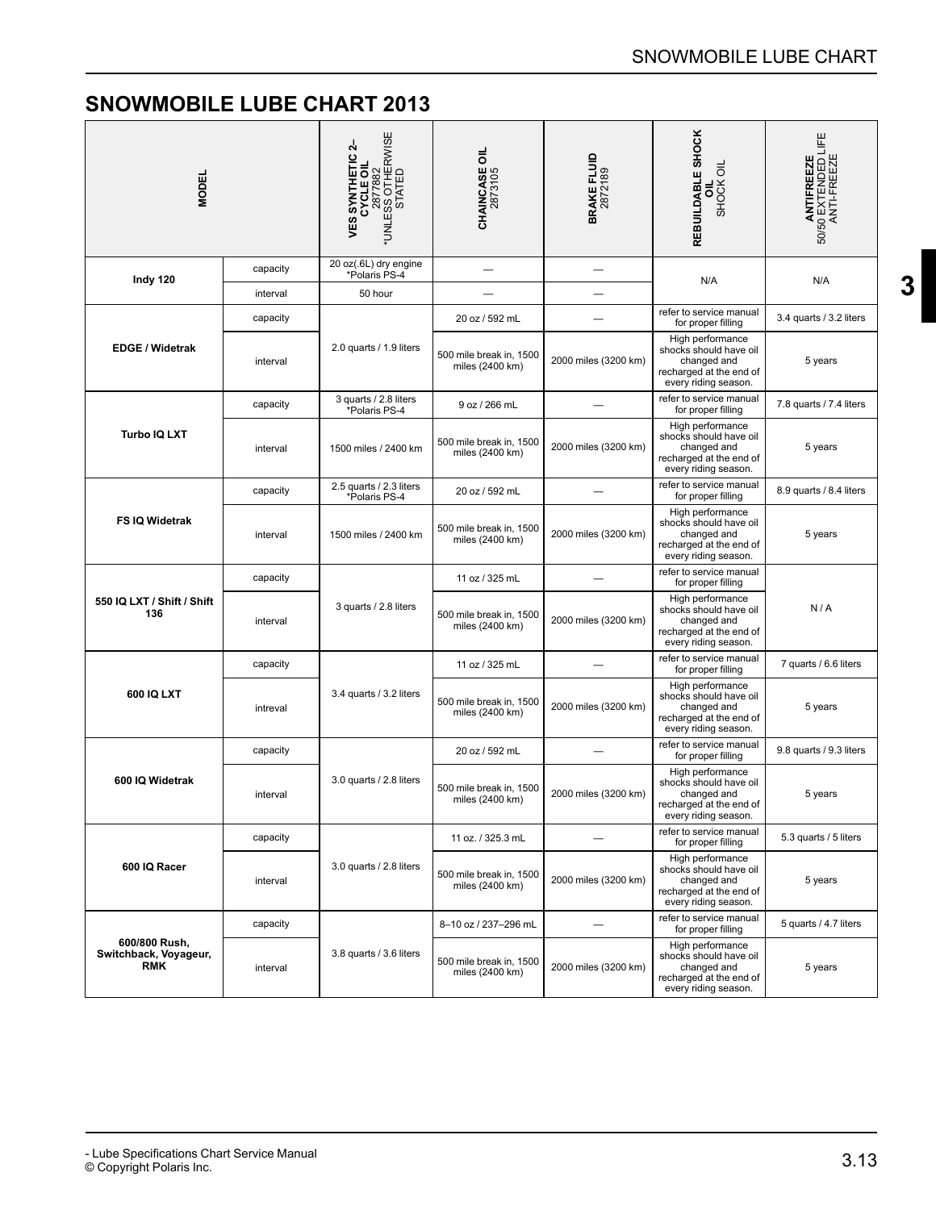# SNOWMOBILE LUBE CHART 2013

| MODEL | | VES SYNTHETIC 2–CYCLE OIL 2877882 *UNLESS OTHERWISE STATED | CHAINCASE OIL 2873105 | BRAKE FLUID 2872189 | REBUILDABLE SHOCK OIL SHOCK OIL | ANTIFREEZE 50/50 EXTENDED LIFE ANTI-FREEZE |
|---|---|---|---|---|---|---|
| Indy 120 | capacity | 20 oz(.6L) dry engine *Polaris PS-4 | — | — | N/A | N/A |
| | interval | 50 hour | — | — | | |
| EDGE / Widetrak | capacity | 2.0 quarts / 1.9 liters | 20 oz / 592 mL | — | refer to service manual for proper filling | 3.4 quarts / 3.2 liters |
| | interval | | 500 mile break in, 1500 miles (2400 km) | 2000 miles (3200 km) | High performance shocks should have oil changed and recharged at the end of every riding season. | 5 years |
| Turbo IQ LXT | capacity | 3 quarts / 2.8 liters *Polaris PS-4 | 9 oz / 266 mL | — | refer to service manual for proper filling | 7.8 quarts / 7.4 liters |
| | interval | 1500 miles / 2400 km | 500 mile break in, 1500 miles (2400 km) | 2000 miles (3200 km) | High performance shocks should have oil changed and recharged at the end of every riding season. | 5 years |
| FS IQ Widetrak | capacity | 2.5 quarts / 2.3 liters *Polaris PS-4 | 20 oz / 592 mL | — | refer to service manual for proper filling | 8.9 quarts / 8.4 liters |
| | interval | 1500 miles / 2400 km | 500 mile break in, 1500 miles (2400 km) | 2000 miles (3200 km) | High performance shocks should have oil changed and recharged at the end of every riding season. | 5 years |
| 550 IQ LXT / Shift / Shift 136 | capacity | 3 quarts / 2.8 liters | 11 oz / 325 mL | — | refer to service manual for proper filling | N / A |
| | interval | | 500 mile break in, 1500 miles (2400 km) | 2000 miles (3200 km) | High performance shocks should have oil changed and recharged at the end of every riding season. | |
| 600 IQ LXT | capacity | 3.4 quarts / 3.2 liters | 11 oz / 325 mL | — | refer to service manual for proper filling | 7 quarts / 6.6 liters |
| | intreval | | 500 mile break in, 1500 miles (2400 km) | 2000 miles (3200 km) | High performance shocks should have oil changed and recharged at the end of every riding season. | 5 years |
| 600 IQ Widetrak | capacity | 3.0 quarts / 2.8 liters | 20 oz / 592 mL | — | refer to service manual for proper filling | 9.8 quarts / 9.3 liters |
| | interval | | 500 mile break in, 1500 miles (2400 km) | 2000 miles (3200 km) | High performance shocks should have oil changed and recharged at the end of every riding season. | 5 years |
| 600 IQ Racer | capacity | 3.0 quarts / 2.8 liters | 11 oz. / 325.3 mL | — | refer to service manual for proper filling | 5.3 quarts / 5 liters |
| | interval | | 500 mile break in, 1500 miles (2400 km) | 2000 miles (3200 km) | High performance shocks should have oil changed and recharged at the end of every riding season. | 5 years |
| 600/800 Rush, Switchback, Voyageur, RMK | capacity | 3.8 quarts / 3.6 liters | 8–10 oz / 237–296 mL | — | refer to service manual for proper filling | 5 quarts / 4.7 liters |
| | interval | | 500 mile break in, 1500 miles (2400 km) | 2000 miles (3200 km) | High performance shocks should have oil changed and recharged at the end of every riding season. | 5 years |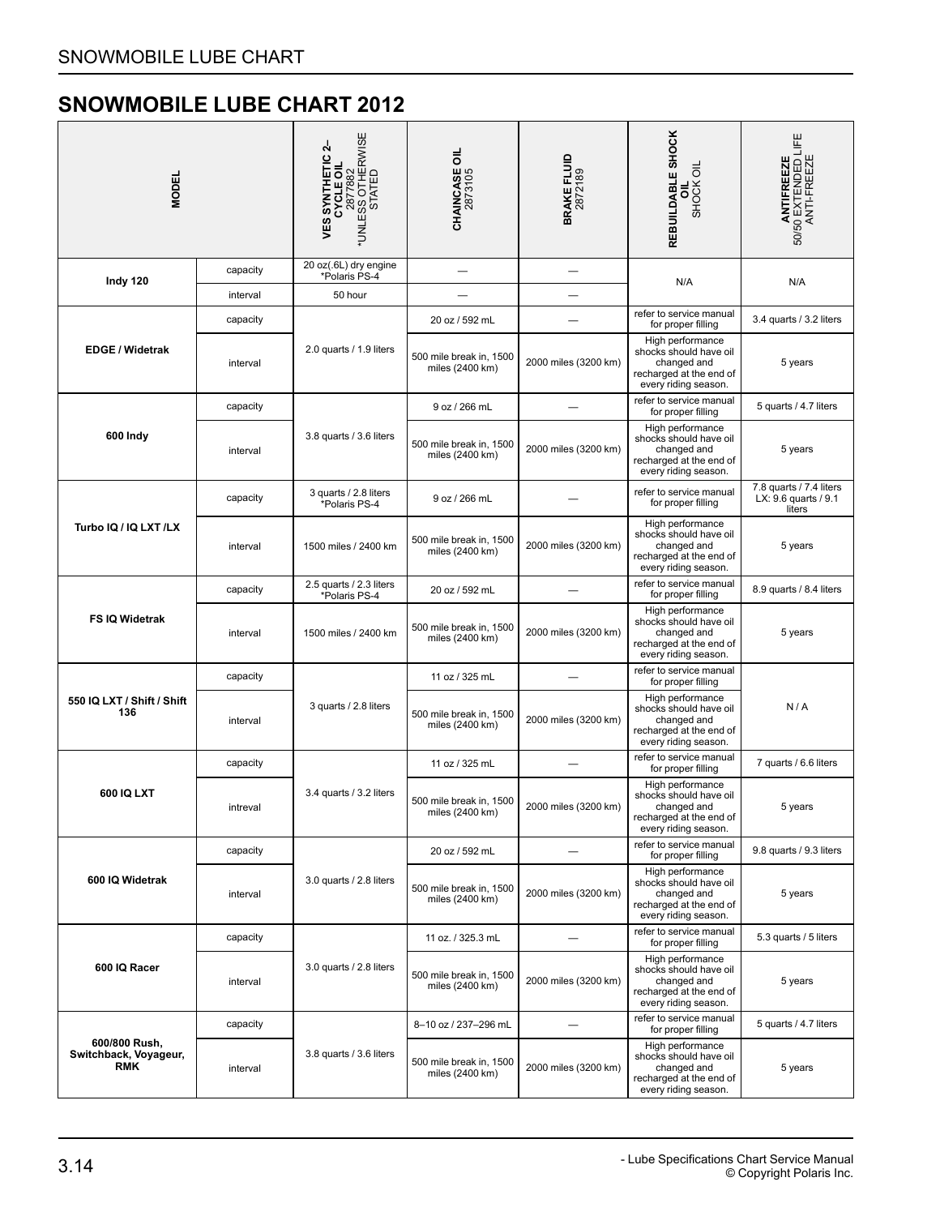## SNOWMOBILE LUBE CHART 2012

| MODEL | | VES SYNTHETIC 2–CYCLE OIL 2877882 *UNLESS OTHERWISE STATED | CHAINCASE OIL 2873105 | BRAKE FLUID 2872189 | REBUILDABLE SHOCK OIL SHOCK OIL | ANTIFREEZE 50/50 EXTENDED LIFE ANTI-FREEZE |
|---|---|---|---|---|---|---|
| Indy 120 | capacity | 20 oz(.6L) dry engine *Polaris PS-4 | — | — | N/A | N/A |
| | interval | 50 hour | — | — | | |
| EDGE / Widetrak | capacity | 2.0 quarts / 1.9 liters | 20 oz / 592 mL | — | refer to service manual for proper filling | 3.4 quarts / 3.2 liters |
| | interval | | 500 mile break in, 1500 miles (2400 km) | 2000 miles (3200 km) | High performance shocks should have oil changed and recharged at the end of every riding season. | 5 years |
| 600 Indy | capacity | 3.8 quarts / 3.6 liters | 9 oz / 266 mL | — | refer to service manual for proper filling | 5 quarts / 4.7 liters |
| | interval | | 500 mile break in, 1500 miles (2400 km) | 2000 miles (3200 km) | High performance shocks should have oil changed and recharged at the end of every riding season. | 5 years |
| Turbo IQ / IQ LXT /LX | capacity | 3 quarts / 2.8 liters *Polaris PS-4 | 9 oz / 266 mL | — | refer to service manual for proper filling | 7.8 quarts / 7.4 liters LX: 9.6 quarts / 9.1 liters |
| | interval | 1500 miles / 2400 km | 500 mile break in, 1500 miles (2400 km) | 2000 miles (3200 km) | High performance shocks should have oil changed and recharged at the end of every riding season. | 5 years |
| FS IQ Widetrak | capacity | 2.5 quarts / 2.3 liters *Polaris PS-4 | 20 oz / 592 mL | — | refer to service manual for proper filling | 8.9 quarts / 8.4 liters |
| | interval | 1500 miles / 2400 km | 500 mile break in, 1500 miles (2400 km) | 2000 miles (3200 km) | High performance shocks should have oil changed and recharged at the end of every riding season. | 5 years |
| 550 IQ LXT / Shift / Shift 136 | capacity | 3 quarts / 2.8 liters | 11 oz / 325 mL | — | refer to service manual for proper filling | N / A |
| | interval | | 500 mile break in, 1500 miles (2400 km) | 2000 miles (3200 km) | High performance shocks should have oil changed and recharged at the end of every riding season. | |
| 600 IQ LXT | capacity | 3.4 quarts / 3.2 liters | 11 oz / 325 mL | — | refer to service manual for proper filling | 7 quarts / 6.6 liters |
| | intreval | | 500 mile break in, 1500 miles (2400 km) | 2000 miles (3200 km) | High performance shocks should have oil changed and recharged at the end of every riding season. | 5 years |
| 600 IQ Widetrak | capacity | 3.0 quarts / 2.8 liters | 20 oz / 592 mL | — | refer to service manual for proper filling | 9.8 quarts / 9.3 liters |
| | interval | | 500 mile break in, 1500 miles (2400 km) | 2000 miles (3200 km) | High performance shocks should have oil changed and recharged at the end of every riding season. | 5 years |
| 600 IQ Racer | capacity | 3.0 quarts / 2.8 liters | 11 oz. / 325.3 mL | — | refer to service manual for proper filling | 5.3 quarts / 5 liters |
| | interval | | 500 mile break in, 1500 miles (2400 km) | 2000 miles (3200 km) | High performance shocks should have oil changed and recharged at the end of every riding season. | 5 years |
| 600/800 Rush, Switchback, Voyageur, RMK | capacity | 3.8 quarts / 3.6 liters | 8–10 oz / 237–296 mL | — | refer to service manual for proper filling | 5 quarts / 4.7 liters |
| | interval | | 500 mile break in, 1500 miles (2400 km) | 2000 miles (3200 km) | High performance shocks should have oil changed and recharged at the end of every riding season. | 5 years |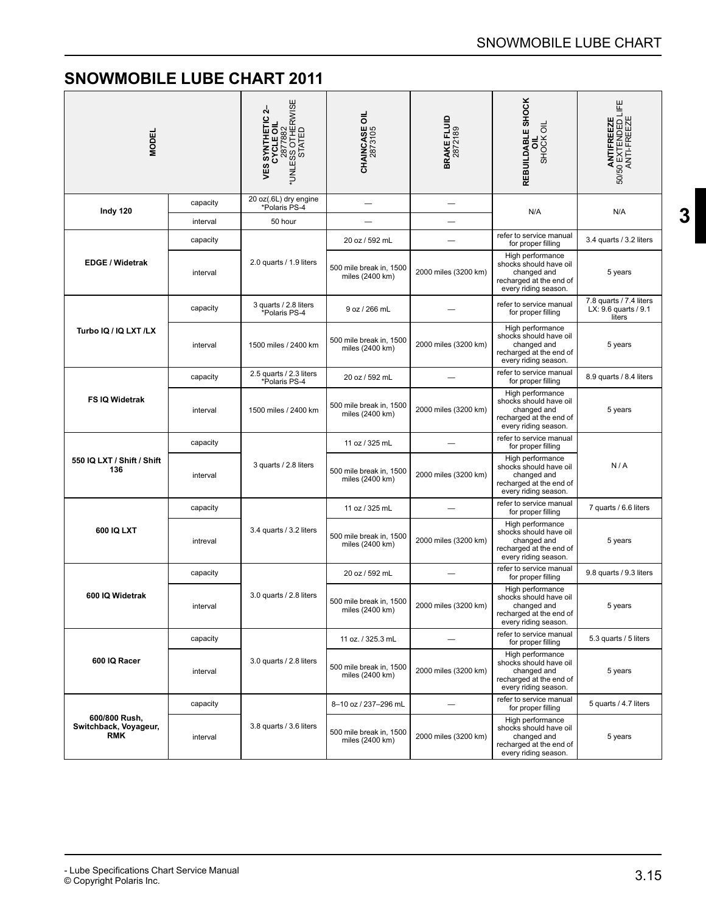# SNOWMOBILE LUBE CHART 2011

| MODEL | | VES SYNTHETIC 2–CYCLE OIL 2877882 *UNLESS OTHERWISE STATED | CHAINCASE OIL 2873105 | BRAKE FLUID 2872189 | REBUILDABLE SHOCK OIL SHOCK OIL | ANTIFREEZE 50/50 EXTENDED LIFE ANTI-FREEZE |
|---|---|---|---|---|---|---|
| Indy 120 | capacity | 20 oz(.6L) dry engine *Polaris PS-4 | — | — | N/A | N/A |
| | interval | 50 hour | — | — | | |
| EDGE / Widetrak | capacity | 2.0 quarts / 1.9 liters | 20 oz / 592 mL | — | refer to service manual for proper filling | 3.4 quarts / 3.2 liters |
| | interval | | 500 mile break in, 1500 miles (2400 km) | 2000 miles (3200 km) | High performance shocks should have oil changed and recharged at the end of every riding season. | 5 years |
| Turbo IQ / IQ LXT /LX | capacity | 3 quarts / 2.8 liters *Polaris PS-4 | 9 oz / 266 mL | — | refer to service manual for proper filling | 7.8 quarts / 7.4 liters LX: 9.6 quarts / 9.1 liters |
| | interval | 1500 miles / 2400 km | 500 mile break in, 1500 miles (2400 km) | 2000 miles (3200 km) | High performance shocks should have oil changed and recharged at the end of every riding season. | 5 years |
| FS IQ Widetrak | capacity | 2.5 quarts / 2.3 liters *Polaris PS-4 | 20 oz / 592 mL | — | refer to service manual for proper filling | 8.9 quarts / 8.4 liters |
| | interval | 1500 miles / 2400 km | 500 mile break in, 1500 miles (2400 km) | 2000 miles (3200 km) | High performance shocks should have oil changed and recharged at the end of every riding season. | 5 years |
| 550 IQ LXT / Shift / Shift 136 | capacity | 3 quarts / 2.8 liters | 11 oz / 325 mL | — | refer to service manual for proper filling | N / A |
| | interval | | 500 mile break in, 1500 miles (2400 km) | 2000 miles (3200 km) | High performance shocks should have oil changed and recharged at the end of every riding season. | |
| 600 IQ LXT | capacity | 3.4 quarts / 3.2 liters | 11 oz / 325 mL | — | refer to service manual for proper filling | 7 quarts / 6.6 liters |
| | intreval | | 500 mile break in, 1500 miles (2400 km) | 2000 miles (3200 km) | High performance shocks should have oil changed and recharged at the end of every riding season. | 5 years |
| 600 IQ Widetrak | capacity | 3.0 quarts / 2.8 liters | 20 oz / 592 mL | — | refer to service manual for proper filling | 9.8 quarts / 9.3 liters |
| | interval | | 500 mile break in, 1500 miles (2400 km) | 2000 miles (3200 km) | High performance shocks should have oil changed and recharged at the end of every riding season. | 5 years |
| 600 IQ Racer | capacity | 3.0 quarts / 2.8 liters | 11 oz. / 325.3 mL | — | refer to service manual for proper filling | 5.3 quarts / 5 liters |
| | interval | | 500 mile break in, 1500 miles (2400 km) | 2000 miles (3200 km) | High performance shocks should have oil changed and recharged at the end of every riding season. | 5 years |
| 600/800 Rush, Switchback, Voyageur, RMK | capacity | 3.8 quarts / 3.6 liters | 8–10 oz / 237–296 mL | — | refer to service manual for proper filling | 5 quarts / 4.7 liters |
| | interval | | 500 mile break in, 1500 miles (2400 km) | 2000 miles (3200 km) | High performance shocks should have oil changed and recharged at the end of every riding season. | 5 years |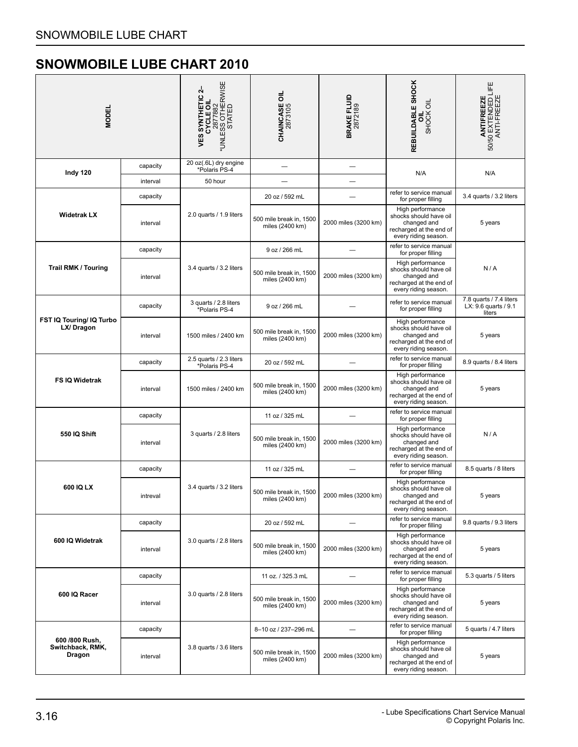## SNOWMOBILE LUBE CHART 2010

| MODEL | | VES SYNTHETIC 2–CYCLE OIL 2877882 *UNLESS OTHERWISE STATED | CHAINCASE OIL 2873105 | BRAKE FLUID 2872189 | REBUILDABLE SHOCK OIL SHOCK OIL | ANTIFREEZE 50/50 EXTENDED LIFE ANTI-FREEZE |
|---|---|---|---|---|---|---|
| Indy 120 | capacity | 20 oz(.6L) dry engine *Polaris PS-4 | — | — | N/A | N/A |
| | interval | 50 hour | — | — | | |
| Widetrak LX | capacity | 2.0 quarts / 1.9 liters | 20 oz / 592 mL | — | refer to service manual for proper filling | 3.4 quarts / 3.2 liters |
| | interval | | 500 mile break in, 1500 miles (2400 km) | 2000 miles (3200 km) | High performance shocks should have oil changed and recharged at the end of every riding season. | 5 years |
| Trail RMK / Touring | capacity | 3.4 quarts / 3.2 liters | 9 oz / 266 mL | — | refer to service manual for proper filling | N / A |
| | interval | | 500 mile break in, 1500 miles (2400 km) | 2000 miles (3200 km) | High performance shocks should have oil changed and recharged at the end of every riding season. | |
| FST IQ Touring/ IQ Turbo LX/ Dragon | capacity | 3 quarts / 2.8 liters *Polaris PS-4 | 9 oz / 266 mL | — | refer to service manual for proper filling | 7.8 quarts / 7.4 liters LX: 9.6 quarts / 9.1 liters |
| | interval | 1500 miles / 2400 km | 500 mile break in, 1500 miles (2400 km) | 2000 miles (3200 km) | High performance shocks should have oil changed and recharged at the end of every riding season. | 5 years |
| FS IQ Widetrak | capacity | 2.5 quarts / 2.3 liters *Polaris PS-4 | 20 oz / 592 mL | — | refer to service manual for proper filling | 8.9 quarts / 8.4 liters |
| | interval | 1500 miles / 2400 km | 500 mile break in, 1500 miles (2400 km) | 2000 miles (3200 km) | High performance shocks should have oil changed and recharged at the end of every riding season. | 5 years |
| 550 IQ Shift | capacity | 3 quarts / 2.8 liters | 11 oz / 325 mL | — | refer to service manual for proper filling | N / A |
| | interval | | 500 mile break in, 1500 miles (2400 km) | 2000 miles (3200 km) | High performance shocks should have oil changed and recharged at the end of every riding season. | |
| 600 IQ LX | capacity | 3.4 quarts / 3.2 liters | 11 oz / 325 mL | — | refer to service manual for proper filling | 8.5 quarts / 8 liters |
| | intreval | | 500 mile break in, 1500 miles (2400 km) | 2000 miles (3200 km) | High performance shocks should have oil changed and recharged at the end of every riding season. | 5 years |
| 600 IQ Widetrak | capacity | 3.0 quarts / 2.8 liters | 20 oz / 592 mL | — | refer to service manual for proper filling | 9.8 quarts / 9.3 liters |
| | interval | | 500 mile break in, 1500 miles (2400 km) | 2000 miles (3200 km) | High performance shocks should have oil changed and recharged at the end of every riding season. | 5 years |
| 600 IQ Racer | capacity | 3.0 quarts / 2.8 liters | 11 oz. / 325.3 mL | — | refer to service manual for proper filling | 5.3 quarts / 5 liters |
| | interval | | 500 mile break in, 1500 miles (2400 km) | 2000 miles (3200 km) | High performance shocks should have oil changed and recharged at the end of every riding season. | 5 years |
| 600 /800 Rush, Switchback, RMK, Dragon | capacity | 3.8 quarts / 3.6 liters | 8–10 oz / 237–296 mL | — | refer to service manual for proper filling | 5 quarts / 4.7 liters |
| | interval | | 500 mile break in, 1500 miles (2400 km) | 2000 miles (3200 km) | High performance shocks should have oil changed and recharged at the end of every riding season. | 5 years |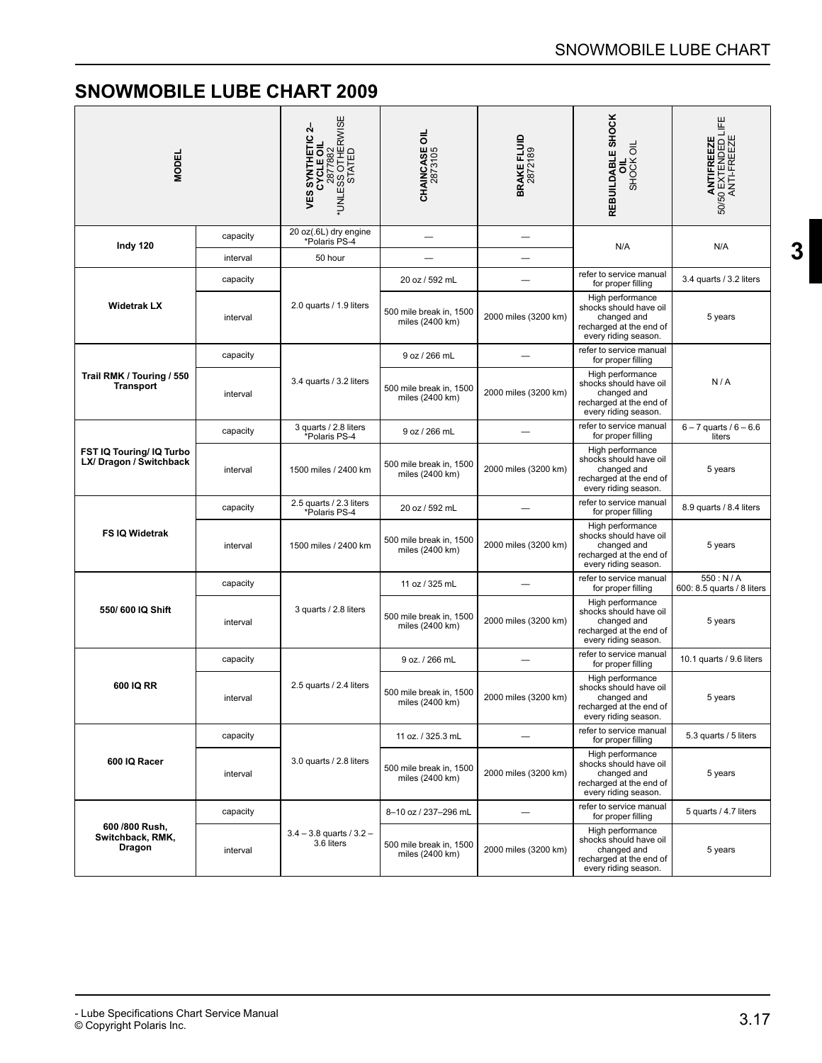## SNOWMOBILE LUBE CHART 2009

| MODEL | | VES SYNTHETIC 2–CYCLE OIL 2877882 *UNLESS OTHERWISE STATED | CHAINCASE OIL 2873105 | BRAKE FLUID 2872189 | REBUILDABLE SHOCK OIL SHOCK OIL | ANTIFREEZE 50/50 EXTENDED LIFE ANTI-FREEZE |
|---|---|---|---|---|---|---|
| Indy 120 | capacity | 20 oz(.6L) dry engine *Polaris PS-4 | — | — | N/A | N/A |
| | interval | 50 hour | — | — | | |
| Widetrak LX | capacity | 2.0 quarts / 1.9 liters | 20 oz / 592 mL | — | refer to service manual for proper filling | 3.4 quarts / 3.2 liters |
| | interval | | 500 mile break in, 1500 miles (2400 km) | 2000 miles (3200 km) | High performance shocks should have oil changed and recharged at the end of every riding season. | 5 years |
| Trail RMK / Touring / 550 Transport | capacity | 3.4 quarts / 3.2 liters | 9 oz / 266 mL | — | refer to service manual for proper filling | N / A |
| | interval | | 500 mile break in, 1500 miles (2400 km) | 2000 miles (3200 km) | High performance shocks should have oil changed and recharged at the end of every riding season. | |
| FST IQ Touring/ IQ Turbo LX/ Dragon / Switchback | capacity | 3 quarts / 2.8 liters *Polaris PS-4 | 9 oz / 266 mL | — | refer to service manual for proper filling | 6 – 7 quarts / 6 – 6.6 liters |
| | interval | 1500 miles / 2400 km | 500 mile break in, 1500 miles (2400 km) | 2000 miles (3200 km) | High performance shocks should have oil changed and recharged at the end of every riding season. | 5 years |
| FS IQ Widetrak | capacity | 2.5 quarts / 2.3 liters *Polaris PS-4 | 20 oz / 592 mL | — | refer to service manual for proper filling | 8.9 quarts / 8.4 liters |
| | interval | 1500 miles / 2400 km | 500 mile break in, 1500 miles (2400 km) | 2000 miles (3200 km) | High performance shocks should have oil changed and recharged at the end of every riding season. | 5 years |
| 550/ 600 IQ Shift | capacity | 3 quarts / 2.8 liters | 11 oz / 325 mL | — | refer to service manual for proper filling | 550 : N / A 600: 8.5 quarts / 8 liters |
| | interval | | 500 mile break in, 1500 miles (2400 km) | 2000 miles (3200 km) | High performance shocks should have oil changed and recharged at the end of every riding season. | 5 years |
| 600 IQ RR | capacity | 2.5 quarts / 2.4 liters | 9 oz. / 266 mL | — | refer to service manual for proper filling | 10.1 quarts / 9.6 liters |
| | interval | | 500 mile break in, 1500 miles (2400 km) | 2000 miles (3200 km) | High performance shocks should have oil changed and recharged at the end of every riding season. | 5 years |
| 600 IQ Racer | capacity | 3.0 quarts / 2.8 liters | 11 oz. / 325.3 mL | — | refer to service manual for proper filling | 5.3 quarts / 5 liters |
| | interval | | 500 mile break in, 1500 miles (2400 km) | 2000 miles (3200 km) | High performance shocks should have oil changed and recharged at the end of every riding season. | 5 years |
| 600 /800 Rush, Switchback, RMK, Dragon | capacity | 3.4 – 3.8 quarts / 3.2 – 3.6 liters | 8–10 oz / 237–296 mL | — | refer to service manual for proper filling | 5 quarts / 4.7 liters |
| | interval | | 500 mile break in, 1500 miles (2400 km) | 2000 miles (3200 km) | High performance shocks should have oil changed and recharged at the end of every riding season. | 5 years |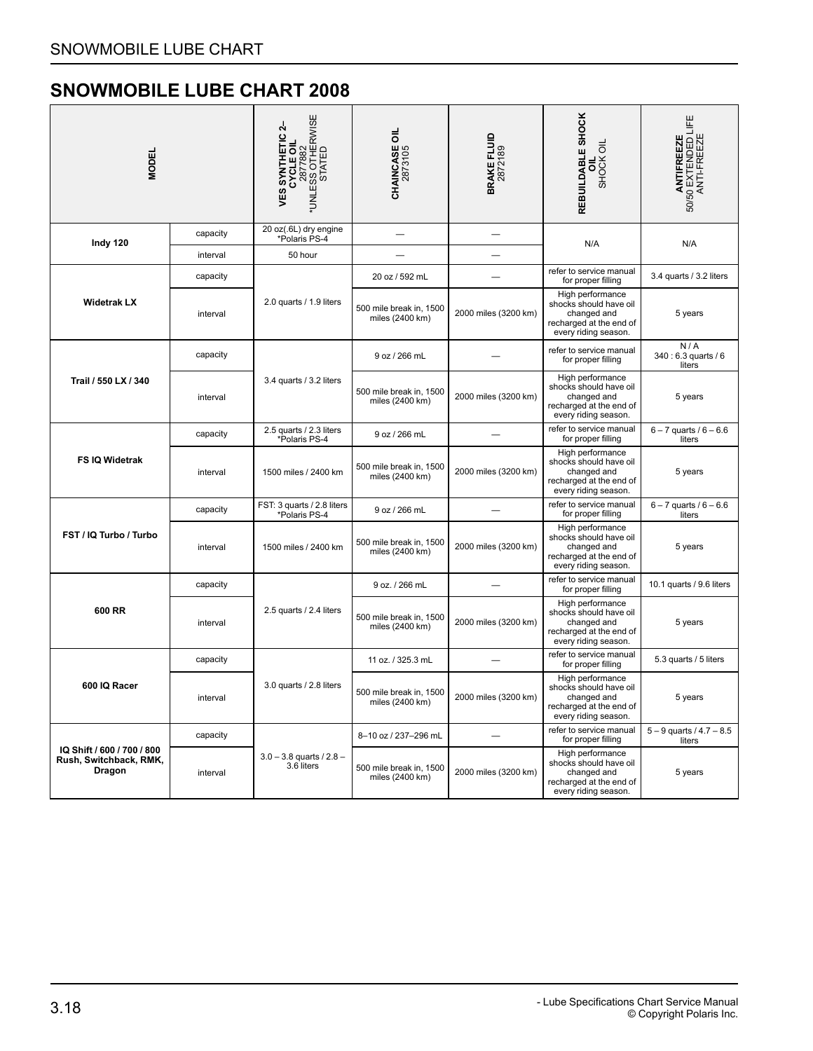# SNOWMOBILE LUBE CHART 2008

| MODEL | | VES SYNTHETIC 2–CYCLE OIL 2877882 *UNLESS OTHERWISE STATED | CHAINCASE OIL 2873105 | BRAKE FLUID 2872189 | REBUILDABLE SHOCK OIL SHOCK OIL | ANTIFREEZE 50/50 EXTENDED LIFE ANTI-FREEZE |
|---|---|---|---|---|---|---|
| Indy 120 | capacity | 20 oz(.6L) dry engine *Polaris PS-4 | — | — | N/A | N/A |
| | interval | 50 hour | — | — | | |
| Widetrak LX | capacity | 2.0 quarts / 1.9 liters | 20 oz / 592 mL | — | refer to service manual for proper filling | 3.4 quarts / 3.2 liters |
| | interval | | 500 mile break in, 1500 miles (2400 km) | 2000 miles (3200 km) | High performance shocks should have oil changed and recharged at the end of every riding season. | 5 years |
| Trail / 550 LX / 340 | capacity | 3.4 quarts / 3.2 liters | 9 oz / 266 mL | — | refer to service manual for proper filling | N / A 340 : 6.3 quarts / 6 liters |
| | interval | | 500 mile break in, 1500 miles (2400 km) | 2000 miles (3200 km) | High performance shocks should have oil changed and recharged at the end of every riding season. | 5 years |
| FS IQ Widetrak | capacity | 2.5 quarts / 2.3 liters *Polaris PS-4 | 9 oz / 266 mL | — | refer to service manual for proper filling | 6 – 7 quarts / 6 – 6.6 liters |
| | interval | 1500 miles / 2400 km | 500 mile break in, 1500 miles (2400 km) | 2000 miles (3200 km) | High performance shocks should have oil changed and recharged at the end of every riding season. | 5 years |
| FST / IQ Turbo / Turbo | capacity | FST: 3 quarts / 2.8 liters *Polaris PS-4 | 9 oz / 266 mL | — | refer to service manual for proper filling | 6 – 7 quarts / 6 – 6.6 liters |
| | interval | 1500 miles / 2400 km | 500 mile break in, 1500 miles (2400 km) | 2000 miles (3200 km) | High performance shocks should have oil changed and recharged at the end of every riding season. | 5 years |
| 600 RR | capacity | 2.5 quarts / 2.4 liters | 9 oz. / 266 mL | — | refer to service manual for proper filling | 10.1 quarts / 9.6 liters |
| | interval | | 500 mile break in, 1500 miles (2400 km) | 2000 miles (3200 km) | High performance shocks should have oil changed and recharged at the end of every riding season. | 5 years |
| 600 IQ Racer | capacity | 3.0 quarts / 2.8 liters | 11 oz. / 325.3 mL | — | refer to service manual for proper filling | 5.3 quarts / 5 liters |
| | interval | | 500 mile break in, 1500 miles (2400 km) | 2000 miles (3200 km) | High performance shocks should have oil changed and recharged at the end of every riding season. | 5 years |
| IQ Shift / 600 / 700 / 800 Rush, Switchback, RMK, Dragon | capacity | 3.0 – 3.8 quarts / 2.8 – 3.6 liters | 8–10 oz / 237–296 mL | — | refer to service manual for proper filling | 5 – 9 quarts / 4.7 – 8.5 liters |
| | interval | | 500 mile break in, 1500 miles (2400 km) | 2000 miles (3200 km) | High performance shocks should have oil changed and recharged at the end of every riding season. | 5 years |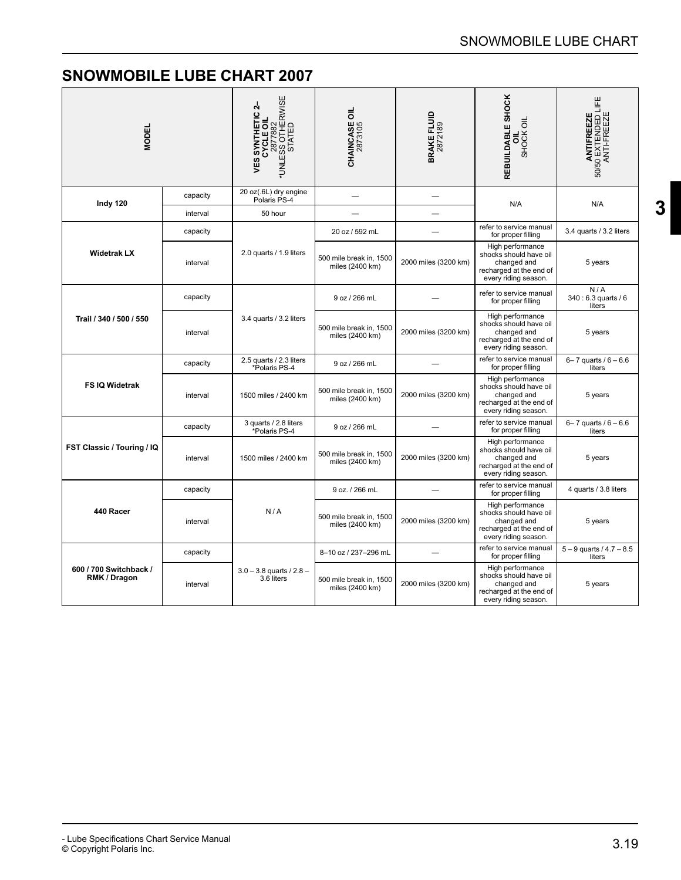# SNOWMOBILE LUBE CHART 2007

| MODEL | | VES SYNTHETIC 2-CYCLE OIL 2877882 *UNLESS OTHERWISE STATED | CHAINCASE OIL 2873105 | BRAKE FLUID 2872189 | REBUILDABLE SHOCK OIL SHOCK OIL | ANTIFREEZE 50/50 EXTENDED LIFE ANTI-FREEZE |
|---|---|---|---|---|---|---|
| Indy 120 | capacity | 20 oz(.6L) dry engine Polaris PS-4 | — | — | N/A | N/A |
| | interval | 50 hour | — | — | | |
| Widetrak LX | capacity | 2.0 quarts / 1.9 liters | 20 oz / 592 mL | — | refer to service manual for proper filling | 3.4 quarts / 3.2 liters |
| | interval | | 500 mile break in, 1500 miles (2400 km) | 2000 miles (3200 km) | High performance shocks should have oil changed and recharged at the end of every riding season. | 5 years |
| Trail / 340 / 500 / 550 | capacity | 3.4 quarts / 3.2 liters | 9 oz / 266 mL | — | refer to service manual for proper filling | N / A 340 : 6.3 quarts / 6 liters |
| | interval | | 500 mile break in, 1500 miles (2400 km) | 2000 miles (3200 km) | High performance shocks should have oil changed and recharged at the end of every riding season. | 5 years |
| FS IQ Widetrak | capacity | 2.5 quarts / 2.3 liters *Polaris PS-4 | 9 oz / 266 mL | — | refer to service manual for proper filling | 6– 7 quarts / 6 – 6.6 liters |
| | interval | 1500 miles / 2400 km | 500 mile break in, 1500 miles (2400 km) | 2000 miles (3200 km) | High performance shocks should have oil changed and recharged at the end of every riding season. | 5 years |
| FST Classic / Touring / IQ | capacity | 3 quarts / 2.8 liters *Polaris PS-4 | 9 oz / 266 mL | — | refer to service manual for proper filling | 6– 7 quarts / 6 – 6.6 liters |
| | interval | 1500 miles / 2400 km | 500 mile break in, 1500 miles (2400 km) | 2000 miles (3200 km) | High performance shocks should have oil changed and recharged at the end of every riding season. | 5 years |
| 440 Racer | capacity | N / A | 9 oz. / 266 mL | — | refer to service manual for proper filling | 4 quarts / 3.8 liters |
| | interval | | 500 mile break in, 1500 miles (2400 km) | 2000 miles (3200 km) | High performance shocks should have oil changed and recharged at the end of every riding season. | 5 years |
| 600 / 700 Switchback / RMK / Dragon | capacity | 3.0 – 3.8 quarts / 2.8 – 3.6 liters | 8–10 oz / 237–296 mL | — | refer to service manual for proper filling | 5 – 9 quarts / 4.7 – 8.5 liters |
| | interval | | 500 mile break in, 1500 miles (2400 km) | 2000 miles (3200 km) | High performance shocks should have oil changed and recharged at the end of every riding season. | 5 years |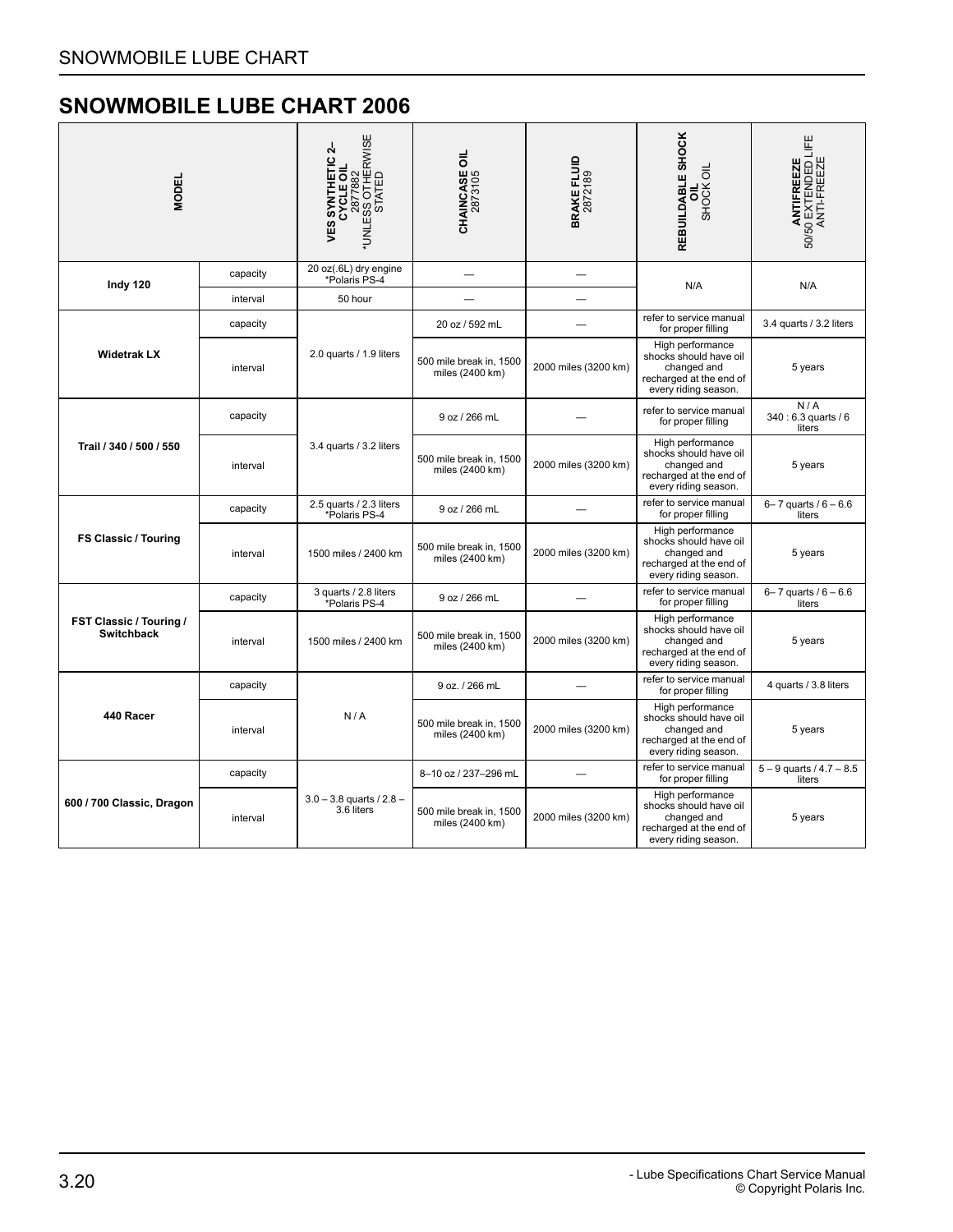## SNOWMOBILE LUBE CHART 2006

| MODEL | | VES SYNTHETIC 2–CYCLE OIL 2877882 *UNLESS OTHERWISE STATED | CHAINCASE OIL 2873105 | BRAKE FLUID 2872189 | REBUILDABLE SHOCK OIL SHOCK OIL | ANTIFREEZE 50/50 EXTENDED LIFE ANTI-FREEZE |
|---|---|---|---|---|---|---|
| Indy 120 | capacity | 20 oz(.6L) dry engine *Polaris PS-4 | — | — | N/A | N/A |
| | interval | 50 hour | — | — | | |
| Widetrak LX | capacity | 2.0 quarts / 1.9 liters | 20 oz / 592 mL | — | refer to service manual for proper filling | 3.4 quarts / 3.2 liters |
| | interval | | 500 mile break in, 1500 miles (2400 km) | 2000 miles (3200 km) | High performance shocks should have oil changed and recharged at the end of every riding season. | 5 years |
| Trail / 340 / 500 / 550 | capacity | 3.4 quarts / 3.2 liters | 9 oz / 266 mL | — | refer to service manual for proper filling | N / A 340 : 6.3 quarts / 6 liters |
| | interval | | 500 mile break in, 1500 miles (2400 km) | 2000 miles (3200 km) | High performance shocks should have oil changed and recharged at the end of every riding season. | 5 years |
| FS Classic / Touring | capacity | 2.5 quarts / 2.3 liters *Polaris PS-4 | 9 oz / 266 mL | — | refer to service manual for proper filling | 6– 7 quarts / 6 – 6.6 liters |
| | interval | 1500 miles / 2400 km | 500 mile break in, 1500 miles (2400 km) | 2000 miles (3200 km) | High performance shocks should have oil changed and recharged at the end of every riding season. | 5 years |
| FST Classic / Touring / Switchback | capacity | 3 quarts / 2.8 liters *Polaris PS-4 | 9 oz / 266 mL | — | refer to service manual for proper filling | 6– 7 quarts / 6 – 6.6 liters |
| | interval | 1500 miles / 2400 km | 500 mile break in, 1500 miles (2400 km) | 2000 miles (3200 km) | High performance shocks should have oil changed and recharged at the end of every riding season. | 5 years |
| 440 Racer | capacity | N / A | 9 oz. / 266 mL | — | refer to service manual for proper filling | 4 quarts / 3.8 liters |
| | interval | | 500 mile break in, 1500 miles (2400 km) | 2000 miles (3200 km) | High performance shocks should have oil changed and recharged at the end of every riding season. | 5 years |
| 600 / 700 Classic, Dragon | capacity | 3.0 – 3.8 quarts / 2.8 – 3.6 liters | 8–10 oz / 237–296 mL | — | refer to service manual for proper filling | 5 – 9 quarts / 4.7 – 8.5 liters |
| | interval | | 500 mile break in, 1500 miles (2400 km) | 2000 miles (3200 km) | High performance shocks should have oil changed and recharged at the end of every riding season. | 5 years |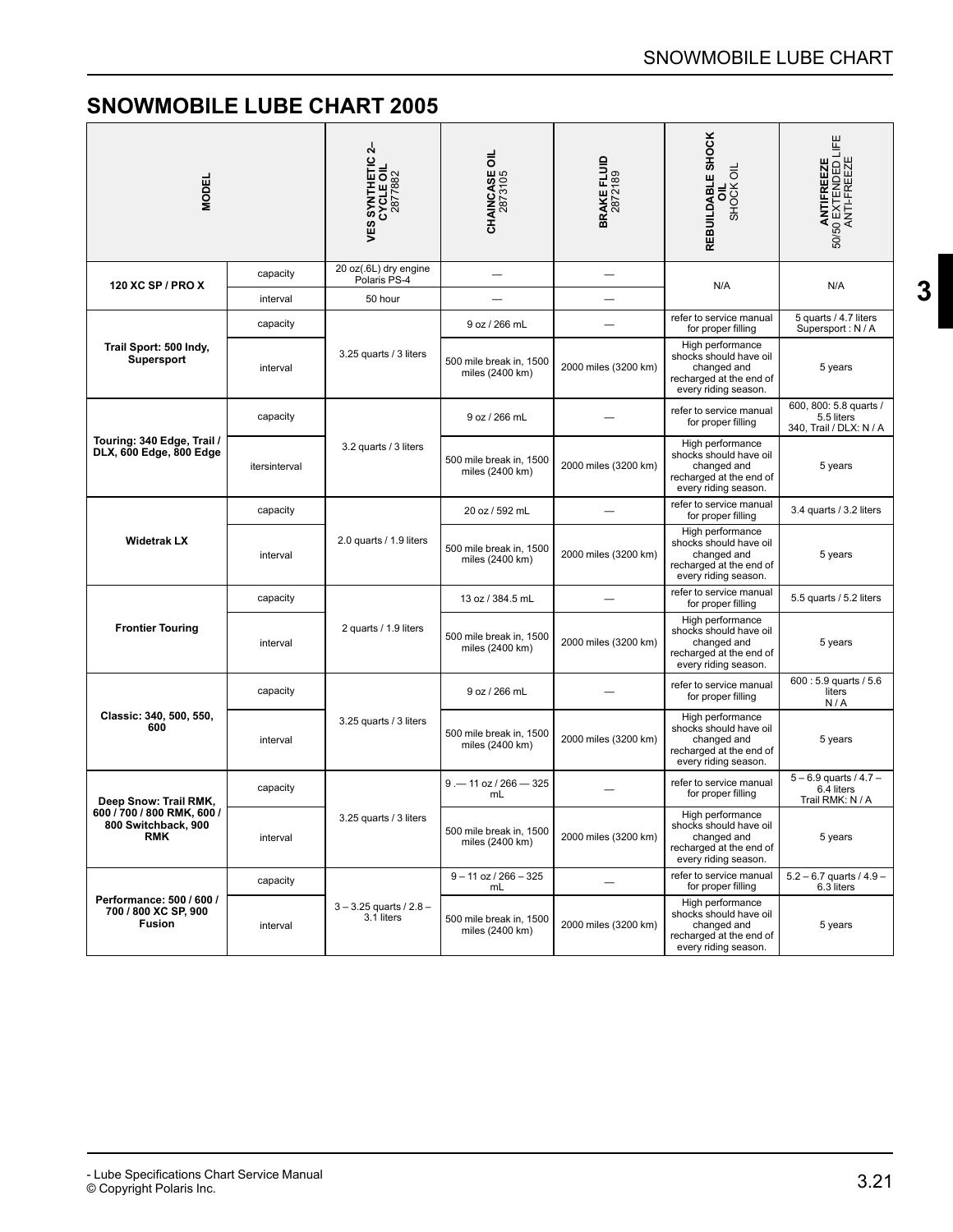# SNOWMOBILE LUBE CHART 2005

| MODEL | | **VES SYNTHETIC 2–CYCLE OIL** 2877882 | **CHAINCASE OIL** 2873105 | **BRAKE FLUID** 2872189 | **REBUILDABLE SHOCK OIL** SHOCK OIL | **ANTIFREEZE** 50/50 EXTENDED LIFE ANTI-FREEZE |
|---|---|---|---|---|---|---|
| **120 XC SP / PRO X** | capacity | 20 oz(.6L) dry engine Polaris PS-4 | — | — | N/A | N/A |
| | interval | 50 hour | — | — | | |
| **Trail Sport: 500 Indy, Supersport** | capacity | 3.25 quarts / 3 liters | 9 oz / 266 mL | — | refer to service manual for proper filling | 5 quarts / 4.7 liters Supersport : N / A |
| | interval | | 500 mile break in, 1500 miles (2400 km) | 2000 miles (3200 km) | High performance shocks should have oil changed and recharged at the end of every riding season. | 5 years |
| **Touring: 340 Edge, Trail / DLX, 600 Edge, 800 Edge** | capacity | 3.2 quarts / 3 liters | 9 oz / 266 mL | — | refer to service manual for proper filling | 600, 800: 5.8 quarts / 5.5 liters 340, Trail / DLX: N / A |
| | itersinterval | | 500 mile break in, 1500 miles (2400 km) | 2000 miles (3200 km) | High performance shocks should have oil changed and recharged at the end of every riding season. | 5 years |
| **Widetrak LX** | capacity | 2.0 quarts / 1.9 liters | 20 oz / 592 mL | — | refer to service manual for proper filling | 3.4 quarts / 3.2 liters |
| | interval | | 500 mile break in, 1500 miles (2400 km) | 2000 miles (3200 km) | High performance shocks should have oil changed and recharged at the end of every riding season. | 5 years |
| **Frontier Touring** | capacity | 2 quarts / 1.9 liters | 13 oz / 384.5 mL | — | refer to service manual for proper filling | 5.5 quarts / 5.2 liters |
| | interval | | 500 mile break in, 1500 miles (2400 km) | 2000 miles (3200 km) | High performance shocks should have oil changed and recharged at the end of every riding season. | 5 years |
| **Classic: 340, 500, 550, 600** | capacity | 3.25 quarts / 3 liters | 9 oz / 266 mL | — | refer to service manual for proper filling | 600 : 5.9 quarts / 5.6 liters N / A |
| | interval | | 500 mile break in, 1500 miles (2400 km) | 2000 miles (3200 km) | High performance shocks should have oil changed and recharged at the end of every riding season. | 5 years |
| **Deep Snow: Trail RMK, 600 / 700 / 800 RMK, 600 / 800 Switchback, 900 RMK** | capacity | 3.25 quarts / 3 liters | 9 .— 11 oz / 266 — 325 mL | — | refer to service manual for proper filling | 5 – 6.9 quarts / 4.7 – 6.4 liters Trail RMK: N / A |
| | interval | | 500 mile break in, 1500 miles (2400 km) | 2000 miles (3200 km) | High performance shocks should have oil changed and recharged at the end of every riding season. | 5 years |
| **Performance: 500 / 600 / 700 / 800 XC SP, 900 Fusion** | capacity | 3 – 3.25 quarts / 2.8 – 3.1 liters | 9 – 11 oz / 266 – 325 mL | — | refer to service manual for proper filling | 5.2 – 6.7 quarts / 4.9 – 6.3 liters |
| | interval | | 500 mile break in, 1500 miles (2400 km) | 2000 miles (3200 km) | High performance shocks should have oil changed and recharged at the end of every riding season. | 5 years |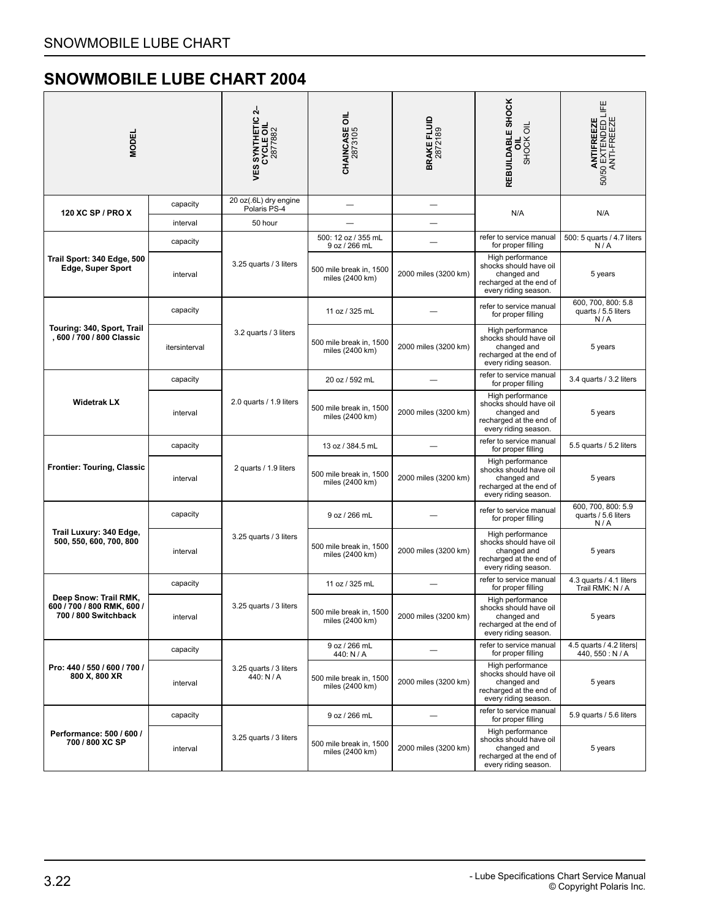# SNOWMOBILE LUBE CHART 2004

| MODEL | | VES SYNTHETIC 2-CYCLE OIL 2877882 | CHAINCASE OIL 2873105 | BRAKE FLUID 2872189 | REBUILDABLE SHOCK OIL SHOCK OIL | ANTIFREEZE 50/50 EXTENDED LIFE ANTI-FREEZE |
|---|---|---|---|---|---|---|
| **120 XC SP / PRO X** | capacity | 20 oz(.6L) dry engine Polaris PS-4 | — | — | N/A | N/A |
| | interval | 50 hour | — | — | | |
| **Trail Sport: 340 Edge, 500 Edge, Super Sport** | capacity | 3.25 quarts / 3 liters | 500: 12 oz / 355 mL 9 oz / 266 mL | — | refer to service manual for proper filling | 500: 5 quarts / 4.7 liters N / A |
| | interval | | 500 mile break in, 1500 miles (2400 km) | 2000 miles (3200 km) | High performance shocks should have oil changed and recharged at the end of every riding season. | 5 years |
| **Touring: 340, Sport, Trail , 600 / 700 / 800 Classic** | capacity | 3.2 quarts / 3 liters | 11 oz / 325 mL | — | refer to service manual for proper filling | 600, 700, 800: 5.8 quarts / 5.5 liters N / A |
| | itersinterval | | 500 mile break in, 1500 miles (2400 km) | 2000 miles (3200 km) | High performance shocks should have oil changed and recharged at the end of every riding season. | 5 years |
| **Widetrak LX** | capacity | 2.0 quarts / 1.9 liters | 20 oz / 592 mL | — | refer to service manual for proper filling | 3.4 quarts / 3.2 liters |
| | interval | | 500 mile break in, 1500 miles (2400 km) | 2000 miles (3200 km) | High performance shocks should have oil changed and recharged at the end of every riding season. | 5 years |
| **Frontier: Touring, Classic** | capacity | 2 quarts / 1.9 liters | 13 oz / 384.5 mL | — | refer to service manual for proper filling | 5.5 quarts / 5.2 liters |
| | interval | | 500 mile break in, 1500 miles (2400 km) | 2000 miles (3200 km) | High performance shocks should have oil changed and recharged at the end of every riding season. | 5 years |
| **Trail Luxury: 340 Edge, 500, 550, 600, 700, 800** | capacity | 3.25 quarts / 3 liters | 9 oz / 266 mL | — | refer to service manual for proper filling | 600, 700, 800: 5.9 quarts / 5.6 liters N / A |
| | interval | | 500 mile break in, 1500 miles (2400 km) | 2000 miles (3200 km) | High performance shocks should have oil changed and recharged at the end of every riding season. | 5 years |
| **Deep Snow: Trail RMK, 600 / 700 / 800 RMK, 600 / 700 / 800 Switchback** | capacity | 3.25 quarts / 3 liters | 11 oz / 325 mL | — | refer to service manual for proper filling | 4.3 quarts / 4.1 liters Trail RMK: N / A |
| | interval | | 500 mile break in, 1500 miles (2400 km) | 2000 miles (3200 km) | High performance shocks should have oil changed and recharged at the end of every riding season. | 5 years |
| **Pro: 440 / 550 / 600 / 700 / 800 X, 800 XR** | capacity | 3.25 quarts / 3 liters 440: N / A | 9 oz / 266 mL 440: N / A | — | refer to service manual for proper filling | 4.5 quarts / 4.2 liters\| 440, 550 : N / A |
| | interval | | 500 mile break in, 1500 miles (2400 km) | 2000 miles (3200 km) | High performance shocks should have oil changed and recharged at the end of every riding season. | 5 years |
| **Performance: 500 / 600 / 700 / 800 XC SP** | capacity | 3.25 quarts / 3 liters | 9 oz / 266 mL | — | refer to service manual for proper filling | 5.9 quarts / 5.6 liters |
| | interval | | 500 mile break in, 1500 miles (2400 km) | 2000 miles (3200 km) | High performance shocks should have oil changed and recharged at the end of every riding season. | 5 years |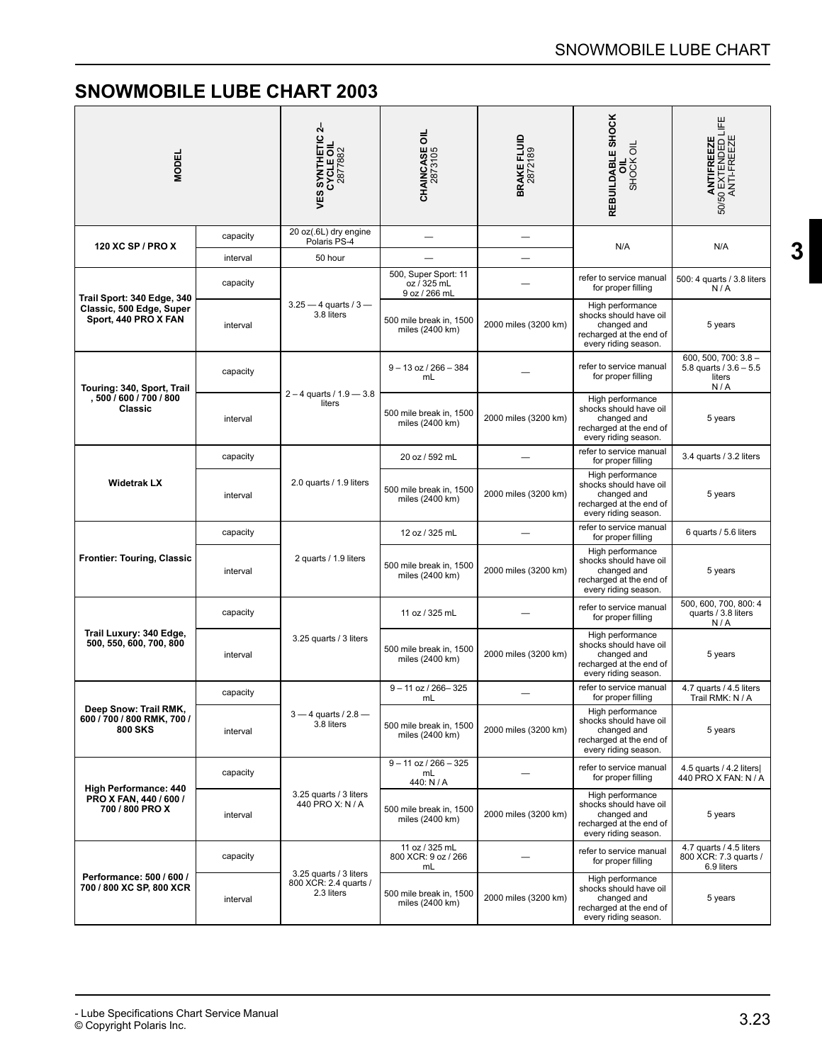# SNOWMOBILE LUBE CHART 2003

| MODEL | | VES SYNTHETIC 2–CYCLE OIL 2877882 | CHAINCASE OIL 2873105 | BRAKE FLUID 2872189 | REBUILDABLE SHOCK OIL SHOCK OIL | ANTIFREEZE 50/50 EXTENDED LIFE ANTI-FREEZE |
|---|---|---|---|---|---|---|
| 120 XC SP / PRO X | capacity | 20 oz(.6L) dry engine Polaris PS-4 | — | — | N/A | N/A |
| | interval | 50 hour | — | — | | |
| Trail Sport: 340 Edge, 340 Classic, 500 Edge, Super Sport, 440 PRO X FAN | capacity | 3.25 — 4 quarts / 3 — 3.8 liters | 500, Super Sport: 11 oz / 325 mL 9 oz / 266 mL | — | refer to service manual for proper filling | 500: 4 quarts / 3.8 liters N / A |
| | interval | | 500 mile break in, 1500 miles (2400 km) | 2000 miles (3200 km) | High performance shocks should have oil changed and recharged at the end of every riding season. | 5 years |
| Touring: 340, Sport, Trail , 500 / 600 / 700 / 800 Classic | capacity | 2 – 4 quarts / 1.9 — 3.8 liters | 9 – 13 oz / 266 – 384 mL | — | refer to service manual for proper filling | 600, 500, 700: 3.8 – 5.8 quarts / 3.6 – 5.5 liters N / A |
| | interval | | 500 mile break in, 1500 miles (2400 km) | 2000 miles (3200 km) | High performance shocks should have oil changed and recharged at the end of every riding season. | 5 years |
| Widetrak LX | capacity | 2.0 quarts / 1.9 liters | 20 oz / 592 mL | — | refer to service manual for proper filling | 3.4 quarts / 3.2 liters |
| | interval | | 500 mile break in, 1500 miles (2400 km) | 2000 miles (3200 km) | High performance shocks should have oil changed and recharged at the end of every riding season. | 5 years |
| Frontier: Touring, Classic | capacity | 2 quarts / 1.9 liters | 12 oz / 325 mL | — | refer to service manual for proper filling | 6 quarts / 5.6 liters |
| | interval | | 500 mile break in, 1500 miles (2400 km) | 2000 miles (3200 km) | High performance shocks should have oil changed and recharged at the end of every riding season. | 5 years |
| Trail Luxury: 340 Edge, 500, 550, 600, 700, 800 | capacity | 3.25 quarts / 3 liters | 11 oz / 325 mL | — | refer to service manual for proper filling | 500, 600, 700, 800: 4 quarts / 3.8 liters N / A |
| | interval | | 500 mile break in, 1500 miles (2400 km) | 2000 miles (3200 km) | High performance shocks should have oil changed and recharged at the end of every riding season. | 5 years |
| Deep Snow: Trail RMK, 600 / 700 / 800 RMK, 700 / 800 SKS | capacity | 3 — 4 quarts / 2.8 — 3.8 liters | 9 – 11 oz / 266– 325 mL | — | refer to service manual for proper filling | 4.7 quarts / 4.5 liters Trail RMK: N / A |
| | interval | | 500 mile break in, 1500 miles (2400 km) | 2000 miles (3200 km) | High performance shocks should have oil changed and recharged at the end of every riding season. | 5 years |
| High Performance: 440 PRO X FAN, 440 / 600 / 700 / 800 PRO X | capacity | 3.25 quarts / 3 liters 440 PRO X: N / A | 9 – 11 oz / 266 – 325 mL 440: N / A | — | refer to service manual for proper filling | 4.5 quarts / 4.2 liters\| 440 PRO X FAN: N / A |
| | interval | | 500 mile break in, 1500 miles (2400 km) | 2000 miles (3200 km) | High performance shocks should have oil changed and recharged at the end of every riding season. | 5 years |
| Performance: 500 / 600 / 700 / 800 XC SP, 800 XCR | capacity | 3.25 quarts / 3 liters 800 XCR: 2.4 quarts / 2.3 liters | 11 oz / 325 mL 800 XCR: 9 oz / 266 mL | — | refer to service manual for proper filling | 4.7 quarts / 4.5 liters 800 XCR: 7.3 quarts / 6.9 liters |
| | interval | | 500 mile break in, 1500 miles (2400 km) | 2000 miles (3200 km) | High performance shocks should have oil changed and recharged at the end of every riding season. | 5 years |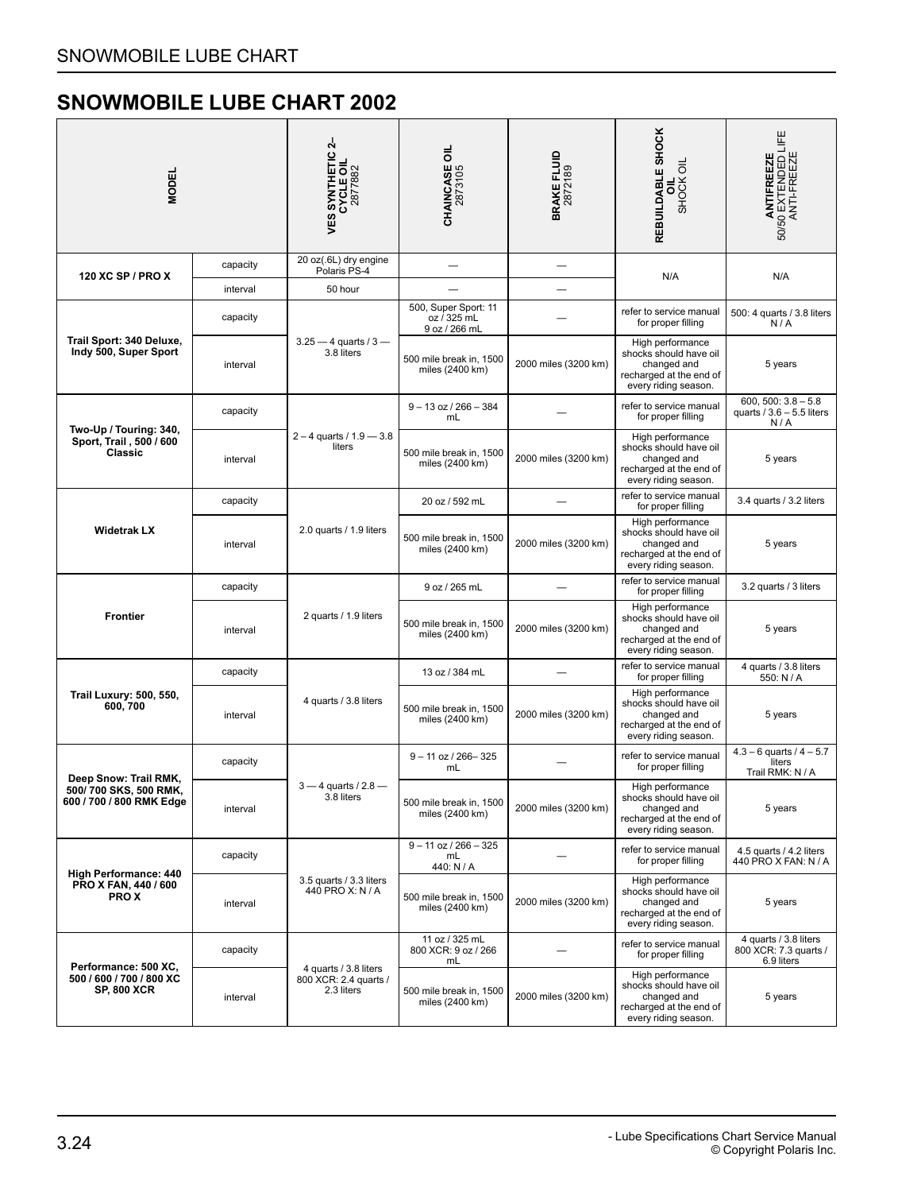# SNOWMOBILE LUBE CHART 2002

| MODEL | | VES SYNTHETIC 2–CYCLE OIL 2877882 | CHAINCASE OIL 2873105 | BRAKE FLUID 2872189 | REBUILDABLE SHOCK OIL SHOCK OIL | ANTIFREEZE 50/50 EXTENDED LIFE ANTI-FREEZE |
|---|---|---|---|---|---|---|
| 120 XC SP / PRO X | capacity | 20 oz(.6L) dry engine Polaris PS-4 | — | — | N/A | N/A |
| | interval | 50 hour | — | — | | |
| Trail Sport: 340 Deluxe, Indy 500, Super Sport | capacity | 3.25 — 4 quarts / 3 — 3.8 liters | 500, Super Sport: 11 oz / 325 mL 9 oz / 266 mL | — | refer to service manual for proper filling | 500: 4 quarts / 3.8 liters N / A |
| | interval | | 500 mile break in, 1500 miles (2400 km) | 2000 miles (3200 km) | High performance shocks should have oil changed and recharged at the end of every riding season. | 5 years |
| Two-Up / Touring: 340, Sport, Trail , 500 / 600 Classic | capacity | 2 – 4 quarts / 1.9 — 3.8 liters | 9 – 13 oz / 266 – 384 mL | — | refer to service manual for proper filling | 600, 500: 3.8 – 5.8 quarts / 3.6 – 5.5 liters N / A |
| | interval | | 500 mile break in, 1500 miles (2400 km) | 2000 miles (3200 km) | High performance shocks should have oil changed and recharged at the end of every riding season. | 5 years |
| Widetrak LX | capacity | 2.0 quarts / 1.9 liters | 20 oz / 592 mL | — | refer to service manual for proper filling | 3.4 quarts / 3.2 liters |
| | interval | | 500 mile break in, 1500 miles (2400 km) | 2000 miles (3200 km) | High performance shocks should have oil changed and recharged at the end of every riding season. | 5 years |
| Frontier | capacity | 2 quarts / 1.9 liters | 9 oz / 265 mL | — | refer to service manual for proper filling | 3.2 quarts / 3 liters |
| | interval | | 500 mile break in, 1500 miles (2400 km) | 2000 miles (3200 km) | High performance shocks should have oil changed and recharged at the end of every riding season. | 5 years |
| Trail Luxury: 500, 550, 600, 700 | capacity | 4 quarts / 3.8 liters | 13 oz / 384 mL | — | refer to service manual for proper filling | 4 quarts / 3.8 liters 550: N / A |
| | interval | | 500 mile break in, 1500 miles (2400 km) | 2000 miles (3200 km) | High performance shocks should have oil changed and recharged at the end of every riding season. | 5 years |
| Deep Snow: Trail RMK, 500/ 700 SKS, 500 RMK, 600 / 700 / 800 RMK Edge | capacity | 3 — 4 quarts / 2.8 — 3.8 liters | 9 – 11 oz / 266– 325 mL | — | refer to service manual for proper filling | 4.3 – 6 quarts / 4 – 5.7 liters Trail RMK: N / A |
| | interval | | 500 mile break in, 1500 miles (2400 km) | 2000 miles (3200 km) | High performance shocks should have oil changed and recharged at the end of every riding season. | 5 years |
| High Performance: 440 PRO X FAN, 440 / 600 PRO X | capacity | 3.5 quarts / 3.3 liters 440 PRO X: N / A | 9 – 11 oz / 266 – 325 mL 440: N / A | — | refer to service manual for proper filling | 4.5 quarts / 4.2 liters 440 PRO X FAN: N / A |
| | interval | | 500 mile break in, 1500 miles (2400 km) | 2000 miles (3200 km) | High performance shocks should have oil changed and recharged at the end of every riding season. | 5 years |
| Performance: 500 XC, 500 / 600 / 700 / 800 XC SP, 800 XCR | capacity | 4 quarts / 3.8 liters 800 XCR: 2.4 quarts / 2.3 liters | 11 oz / 325 mL 800 XCR: 9 oz / 266 mL | — | refer to service manual for proper filling | 4 quarts / 3.8 liters 800 XCR: 7.3 quarts / 6.9 liters |
| | interval | | 500 mile break in, 1500 miles (2400 km) | 2000 miles (3200 km) | High performance shocks should have oil changed and recharged at the end of every riding season. | 5 years |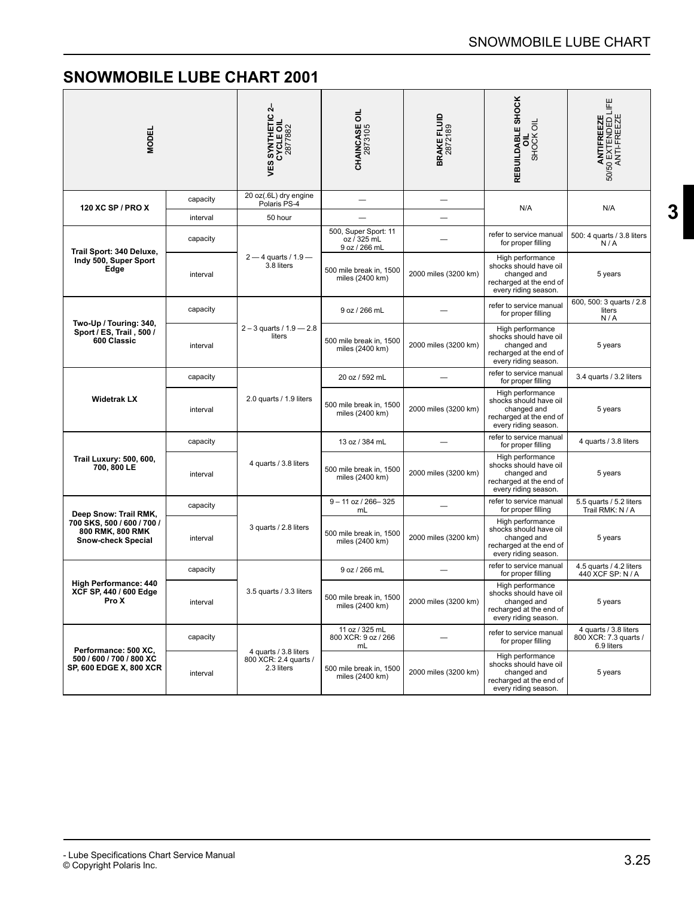# SNOWMOBILE LUBE CHART 2001

| MODEL | | VES SYNTHETIC 2–CYCLE OIL 2877882 | CHAINCASE OIL 2873105 | BRAKE FLUID 2872189 | REBUILDABLE SHOCK OIL SHOCK OIL | ANTIFREEZE 50/50 EXTENDED LIFE ANTI-FREEZE |
|---|---|---|---|---|---|---|
| 120 XC SP / PRO X | capacity | 20 oz(.6L) dry engine Polaris PS-4 | — | — | N/A | N/A |
| | interval | 50 hour | — | — | | |
| Trail Sport: 340 Deluxe, Indy 500, Super Sport Edge | capacity | 2 — 4 quarts / 1.9 — 3.8 liters | 500, Super Sport: 11 oz / 325 mL 9 oz / 266 mL | — | refer to service manual for proper filling | 500: 4 quarts / 3.8 liters N / A |
| | interval | | 500 mile break in, 1500 miles (2400 km) | 2000 miles (3200 km) | High performance shocks should have oil changed and recharged at the end of every riding season. | 5 years |
| Two-Up / Touring: 340, Sport / ES, Trail , 500 / 600 Classic | capacity | 2 – 3 quarts / 1.9 — 2.8 liters | 9 oz / 266 mL | — | refer to service manual for proper filling | 600, 500: 3 quarts / 2.8 liters N / A |
| | interval | | 500 mile break in, 1500 miles (2400 km) | 2000 miles (3200 km) | High performance shocks should have oil changed and recharged at the end of every riding season. | 5 years |
| Widetrak LX | capacity | 2.0 quarts / 1.9 liters | 20 oz / 592 mL | — | refer to service manual for proper filling | 3.4 quarts / 3.2 liters |
| | interval | | 500 mile break in, 1500 miles (2400 km) | 2000 miles (3200 km) | High performance shocks should have oil changed and recharged at the end of every riding season. | 5 years |
| Trail Luxury: 500, 600, 700, 800 LE | capacity | 4 quarts / 3.8 liters | 13 oz / 384 mL | — | refer to service manual for proper filling | 4 quarts / 3.8 liters |
| | interval | | 500 mile break in, 1500 miles (2400 km) | 2000 miles (3200 km) | High performance shocks should have oil changed and recharged at the end of every riding season. | 5 years |
| Deep Snow: Trail RMK, 700 SKS, 500 / 600 / 700 / 800 RMK, 800 RMK Snow-check Special | capacity | 3 quarts / 2.8 liters | 9 – 11 oz / 266– 325 mL | — | refer to service manual for proper filling | 5.5 quarts / 5.2 liters Trail RMK: N / A |
| | interval | | 500 mile break in, 1500 miles (2400 km) | 2000 miles (3200 km) | High performance shocks should have oil changed and recharged at the end of every riding season. | 5 years |
| High Performance: 440 XCF SP, 440 / 600 Edge Pro X | capacity | 3.5 quarts / 3.3 liters | 9 oz / 266 mL | — | refer to service manual for proper filling | 4.5 quarts / 4.2 liters 440 XCF SP: N / A |
| | interval | | 500 mile break in, 1500 miles (2400 km) | 2000 miles (3200 km) | High performance shocks should have oil changed and recharged at the end of every riding season. | 5 years |
| Performance: 500 XC, 500 / 600 / 700 / 800 XC SP, 600 EDGE X, 800 XCR | capacity | 4 quarts / 3.8 liters 800 XCR: 2.4 quarts / 2.3 liters | 11 oz / 325 mL 800 XCR: 9 oz / 266 mL | — | refer to service manual for proper filling | 4 quarts / 3.8 liters 800 XCR: 7.3 quarts / 6.9 liters |
| | interval | | 500 mile break in, 1500 miles (2400 km) | 2000 miles (3200 km) | High performance shocks should have oil changed and recharged at the end of every riding season. | 5 years |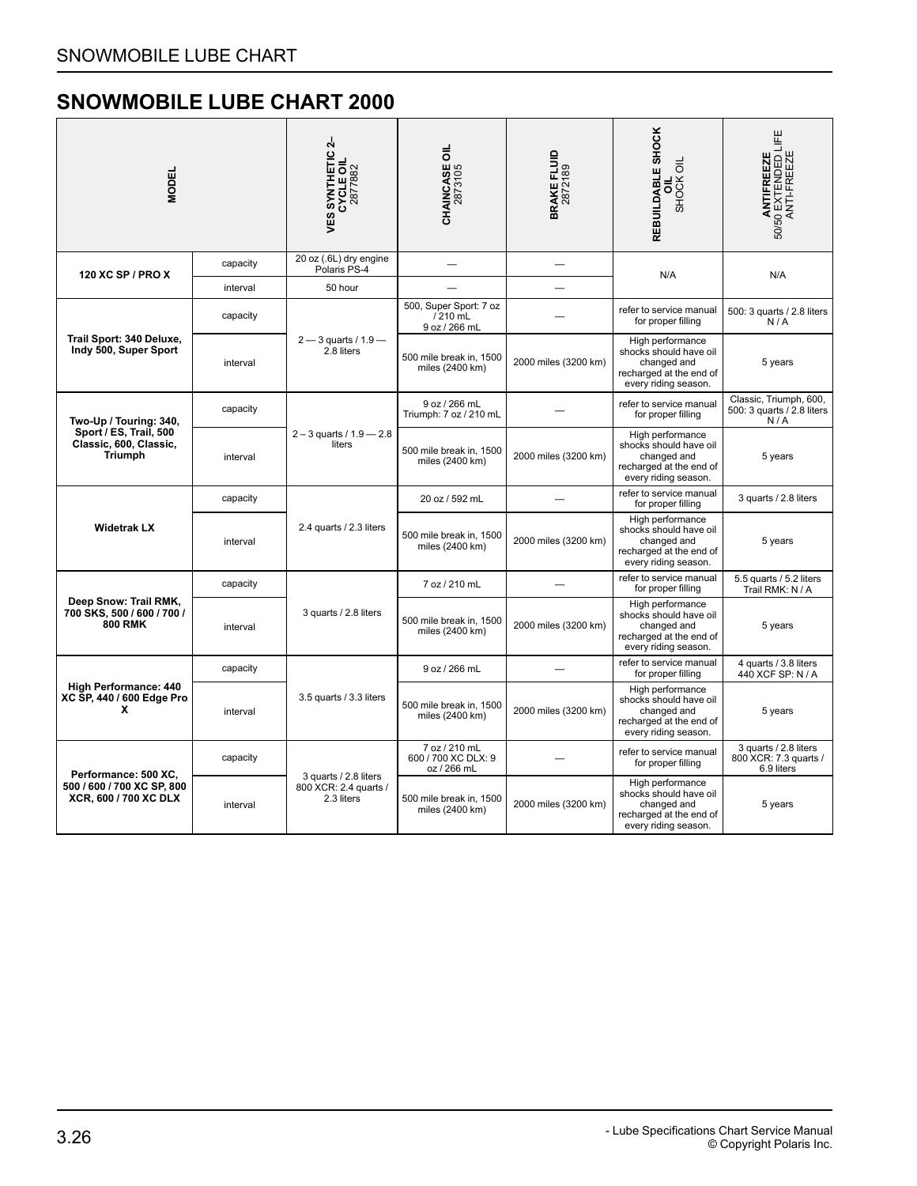## SNOWMOBILE LUBE CHART 2000

| MODEL | | VES SYNTHETIC 2–CYCLE OIL 2877882 | CHAINCASE OIL 2873105 | BRAKE FLUID 2872189 | REBUILDABLE SHOCK OIL SHOCK OIL | ANTIFREEZE 50/50 EXTENDED LIFE ANTI-FREEZE |
|---|---|---|---|---|---|---|
| 120 XC SP / PRO X | capacity | 20 oz (.6L) dry engine Polaris PS-4 | — | — | N/A | N/A |
| | interval | 50 hour | — | — | | |
| Trail Sport: 340 Deluxe, Indy 500, Super Sport | capacity | 2 — 3 quarts / 1.9 — 2.8 liters | 500, Super Sport: 7 oz / 210 mL 9 oz / 266 mL | — | refer to service manual for proper filling | 500: 3 quarts / 2.8 liters N / A |
| | interval | | 500 mile break in, 1500 miles (2400 km) | 2000 miles (3200 km) | High performance shocks should have oil changed and recharged at the end of every riding season. | 5 years |
| Two-Up / Touring: 340, Sport / ES, Trail, 500 Classic, 600, Classic, Triumph | capacity | 2 – 3 quarts / 1.9 — 2.8 liters | 9 oz / 266 mL Triumph: 7 oz / 210 mL | — | refer to service manual for proper filling | Classic, Triumph, 600, 500: 3 quarts / 2.8 liters N / A |
| | interval | | 500 mile break in, 1500 miles (2400 km) | 2000 miles (3200 km) | High performance shocks should have oil changed and recharged at the end of every riding season. | 5 years |
| Widetrak LX | capacity | 2.4 quarts / 2.3 liters | 20 oz / 592 mL | — | refer to service manual for proper filling | 3 quarts / 2.8 liters |
| | interval | | 500 mile break in, 1500 miles (2400 km) | 2000 miles (3200 km) | High performance shocks should have oil changed and recharged at the end of every riding season. | 5 years |
| Deep Snow: Trail RMK, 700 SKS, 500 / 600 / 700 / 800 RMK | capacity | 3 quarts / 2.8 liters | 7 oz / 210 mL | — | refer to service manual for proper filling | 5.5 quarts / 5.2 liters Trail RMK: N / A |
| | interval | | 500 mile break in, 1500 miles (2400 km) | 2000 miles (3200 km) | High performance shocks should have oil changed and recharged at the end of every riding season. | 5 years |
| High Performance: 440 XC SP, 440 / 600 Edge Pro X | capacity | 3.5 quarts / 3.3 liters | 9 oz / 266 mL | — | refer to service manual for proper filling | 4 quarts / 3.8 liters 440 XCF SP: N / A |
| | interval | | 500 mile break in, 1500 miles (2400 km) | 2000 miles (3200 km) | High performance shocks should have oil changed and recharged at the end of every riding season. | 5 years |
| Performance: 500 XC, 500 / 600 / 700 XC SP, 800 XCR, 600 / 700 XC DLX | capacity | 3 quarts / 2.8 liters 800 XCR: 2.4 quarts / 2.3 liters | 7 oz / 210 mL 600 / 700 XC DLX: 9 oz / 266 mL | — | refer to service manual for proper filling | 3 quarts / 2.8 liters 800 XCR: 7.3 quarts / 6.9 liters |
| | interval | | 500 mile break in, 1500 miles (2400 km) | 2000 miles (3200 km) | High performance shocks should have oil changed and recharged at the end of every riding season. | 5 years |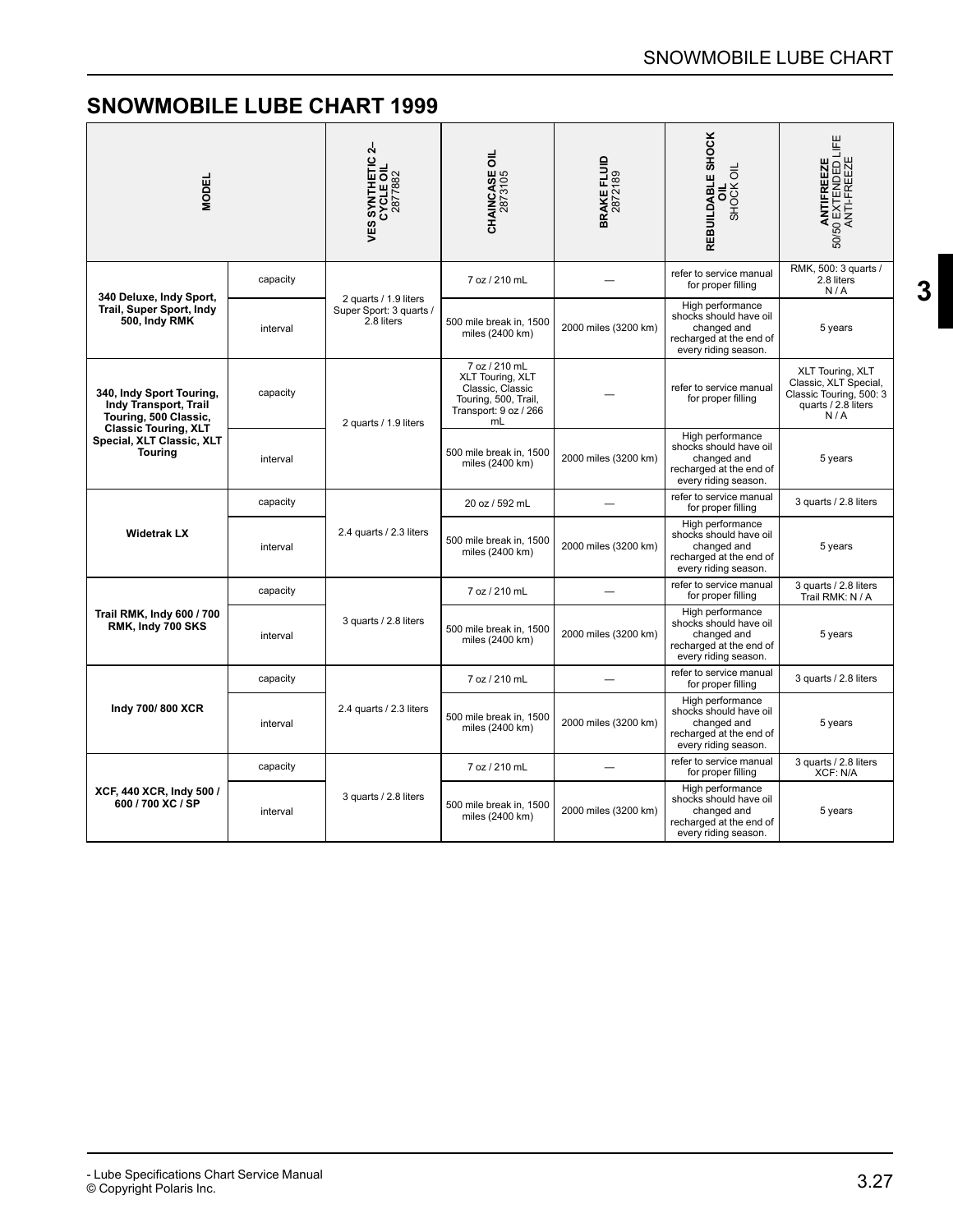## SNOWMOBILE LUBE CHART 1999

| MODEL | | VES SYNTHETIC 2–CYCLE OIL 2877882 | CHAINCASE OIL 2873105 | BRAKE FLUID 2872189 | REBUILDABLE SHOCK OIL SHOCK OIL | ANTIFREEZE 50/50 EXTENDED LIFE ANTI-FREEZE |
|---|---|---|---|---|---|---|
| 340 Deluxe, Indy Sport, Trail, Super Sport, Indy 500, Indy RMK | capacity | 2 quarts / 1.9 liters Super Sport: 3 quarts / 2.8 liters | 7 oz / 210 mL | — | refer to service manual for proper filling | RMK, 500: 3 quarts / 2.8 liters N / A |
| | interval | | 500 mile break in, 1500 miles (2400 km) | 2000 miles (3200 km) | High performance shocks should have oil changed and recharged at the end of every riding season. | 5 years |
| 340, Indy Sport Touring, Indy Transport, Trail Touring, 500 Classic, Classic Touring, XLT Special, XLT Classic, XLT Touring | capacity | 2 quarts / 1.9 liters | 7 oz / 210 mL XLT Touring, XLT Classic, Classic Touring, 500, Trail, Transport: 9 oz / 266 mL | — | refer to service manual for proper filling | XLT Touring, XLT Classic, XLT Special, Classic Touring, 500: 3 quarts / 2.8 liters N / A |
| | interval | | 500 mile break in, 1500 miles (2400 km) | 2000 miles (3200 km) | High performance shocks should have oil changed and recharged at the end of every riding season. | 5 years |
| Widetrak LX | capacity | 2.4 quarts / 2.3 liters | 20 oz / 592 mL | — | refer to service manual for proper filling | 3 quarts / 2.8 liters |
| | interval | | 500 mile break in, 1500 miles (2400 km) | 2000 miles (3200 km) | High performance shocks should have oil changed and recharged at the end of every riding season. | 5 years |
| Trail RMK, Indy 600 / 700 RMK, Indy 700 SKS | capacity | 3 quarts / 2.8 liters | 7 oz / 210 mL | — | refer to service manual for proper filling | 3 quarts / 2.8 liters Trail RMK: N / A |
| | interval | | 500 mile break in, 1500 miles (2400 km) | 2000 miles (3200 km) | High performance shocks should have oil changed and recharged at the end of every riding season. | 5 years |
| Indy 700/ 800 XCR | capacity | 2.4 quarts / 2.3 liters | 7 oz / 210 mL | — | refer to service manual for proper filling | 3 quarts / 2.8 liters |
| | interval | | 500 mile break in, 1500 miles (2400 km) | 2000 miles (3200 km) | High performance shocks should have oil changed and recharged at the end of every riding season. | 5 years |
| XCF, 440 XCR, Indy 500 / 600 / 700 XC / SP | capacity | 3 quarts / 2.8 liters | 7 oz / 210 mL | — | refer to service manual for proper filling | 3 quarts / 2.8 liters XCF: N/A |
| | interval | | 500 mile break in, 1500 miles (2400 km) | 2000 miles (3200 km) | High performance shocks should have oil changed and recharged at the end of every riding season. | 5 years |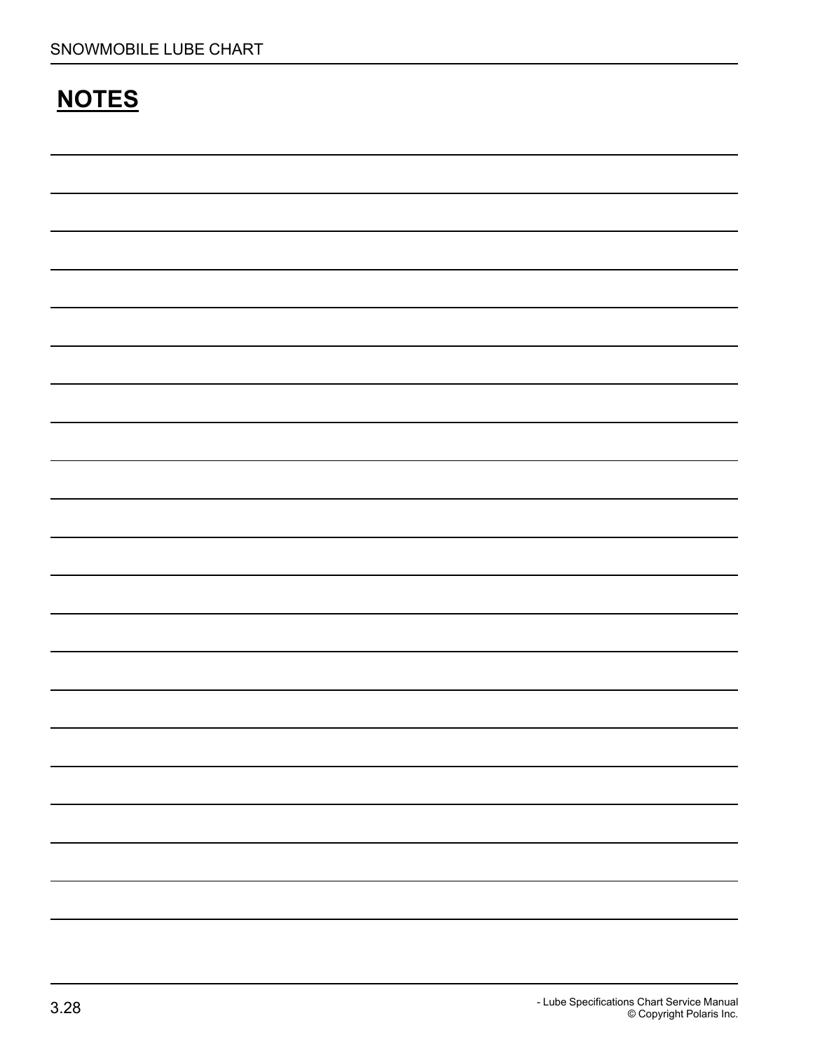## NOTES